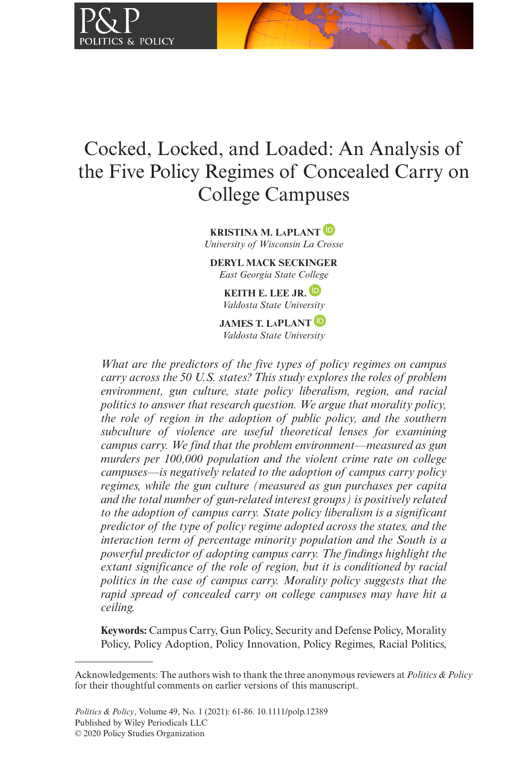# Cocked, Locked, and Loaded: An Analysis of the Five Policy Regimes of Concealed Carry on College Campuses

**KRISTINA M. LaPLANT**
*University of Wisconsin La Crosse*

**DERYL MACK SECKINGER**
*East Georgia State College*

**KEITH E. LEE JR.**
*Valdosta State University*

**JAMES T. LaPLANT**
*Valdosta State University*

*What are the predictors of the five types of policy regimes on campus carry across the 50 U.S. states? This study explores the roles of problem environment, gun culture, state policy liberalism, region, and racial politics to answer that research question. We argue that morality policy, the role of region in the adoption of public policy, and the southern subculture of violence are useful theoretical lenses for examining campus carry. We find that the problem environment—measured as gun murders per 100,000 population and the violent crime rate on college campuses—is negatively related to the adoption of campus carry policy regimes, while the gun culture (measured as gun purchases per capita and the total number of gun-related interest groups) is positively related to the adoption of campus carry. State policy liberalism is a significant predictor of the type of policy regime adopted across the states, and the interaction term of percentage minority population and the South is a powerful predictor of adopting campus carry. The findings highlight the extant significance of the role of region, but it is conditioned by racial politics in the case of campus carry. Morality policy suggests that the rapid spread of concealed carry on college campuses may have hit a ceiling.*

**Keywords:** Campus Carry, Gun Policy, Security and Defense Policy, Morality Policy, Policy Adoption, Policy Innovation, Policy Regimes, Racial Politics,

---

Acknowledgements: The authors wish to thank the three anonymous reviewers at *Politics & Policy* for their thoughtful comments on earlier versions of this manuscript.

*Politics & Policy*, Volume 49, No. 1 (2021): 61-86. 10.1111/polp.12389
Published by Wiley Periodicals LLC
© 2020 Policy Studies Organization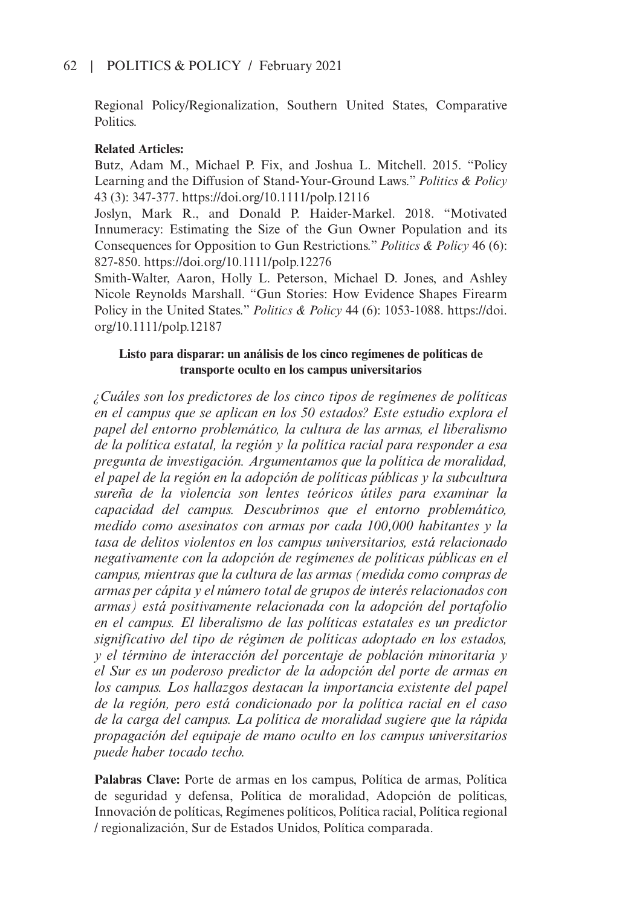Regional Policy/Regionalization, Southern United States, Comparative Politics.

**Related Articles:**

Butz, Adam M., Michael P. Fix, and Joshua L. Mitchell. 2015. "Policy Learning and the Diffusion of Stand-Your-Ground Laws." *Politics & Policy* 43 (3): 347-377. https://doi.org/10.1111/polp.12116

Joslyn, Mark R., and Donald P. Haider-Markel. 2018. "Motivated Innumeracy: Estimating the Size of the Gun Owner Population and its Consequences for Opposition to Gun Restrictions." *Politics & Policy* 46 (6): 827-850. https://doi.org/10.1111/polp.12276

Smith-Walter, Aaron, Holly L. Peterson, Michael D. Jones, and Ashley Nicole Reynolds Marshall. "Gun Stories: How Evidence Shapes Firearm Policy in the United States." *Politics & Policy* 44 (6): 1053-1088. https://doi.org/10.1111/polp.12187

**Listo para disparar: un análisis de los cinco regímenes de políticas de transporte oculto en los campus universitarios**

*¿Cuáles son los predictores de los cinco tipos de regímenes de políticas en el campus que se aplican en los 50 estados? Este estudio explora el papel del entorno problemático, la cultura de las armas, el liberalismo de la política estatal, la región y la política racial para responder a esa pregunta de investigación. Argumentamos que la política de moralidad, el papel de la región en la adopción de políticas públicas y la subcultura sureña de la violencia son lentes teóricos útiles para examinar la capacidad del campus. Descubrimos que el entorno problemático, medido como asesinatos con armas por cada 100,000 habitantes y la tasa de delitos violentos en los campus universitarios, está relacionado negativamente con la adopción de regímenes de políticas públicas en el campus, mientras que la cultura de las armas (medida como compras de armas per cápita y el número total de grupos de interés relacionados con armas) está positivamente relacionada con la adopción del portafolio en el campus. El liberalismo de las políticas estatales es un predictor significativo del tipo de régimen de políticas adoptado en los estados, y el término de interacción del porcentaje de población minoritaria y el Sur es un poderoso predictor de la adopción del porte de armas en los campus. Los hallazgos destacan la importancia existente del papel de la región, pero está condicionado por la política racial en el caso de la carga del campus. La política de moralidad sugiere que la rápida propagación del equipaje de mano oculto en los campus universitarios puede haber tocado techo.*

**Palabras Clave:** Porte de armas en los campus, Política de armas, Política de seguridad y defensa, Política de moralidad, Adopción de políticas, Innovación de políticas, Regímenes políticos, Política racial, Política regional / regionalización, Sur de Estados Unidos, Política comparada.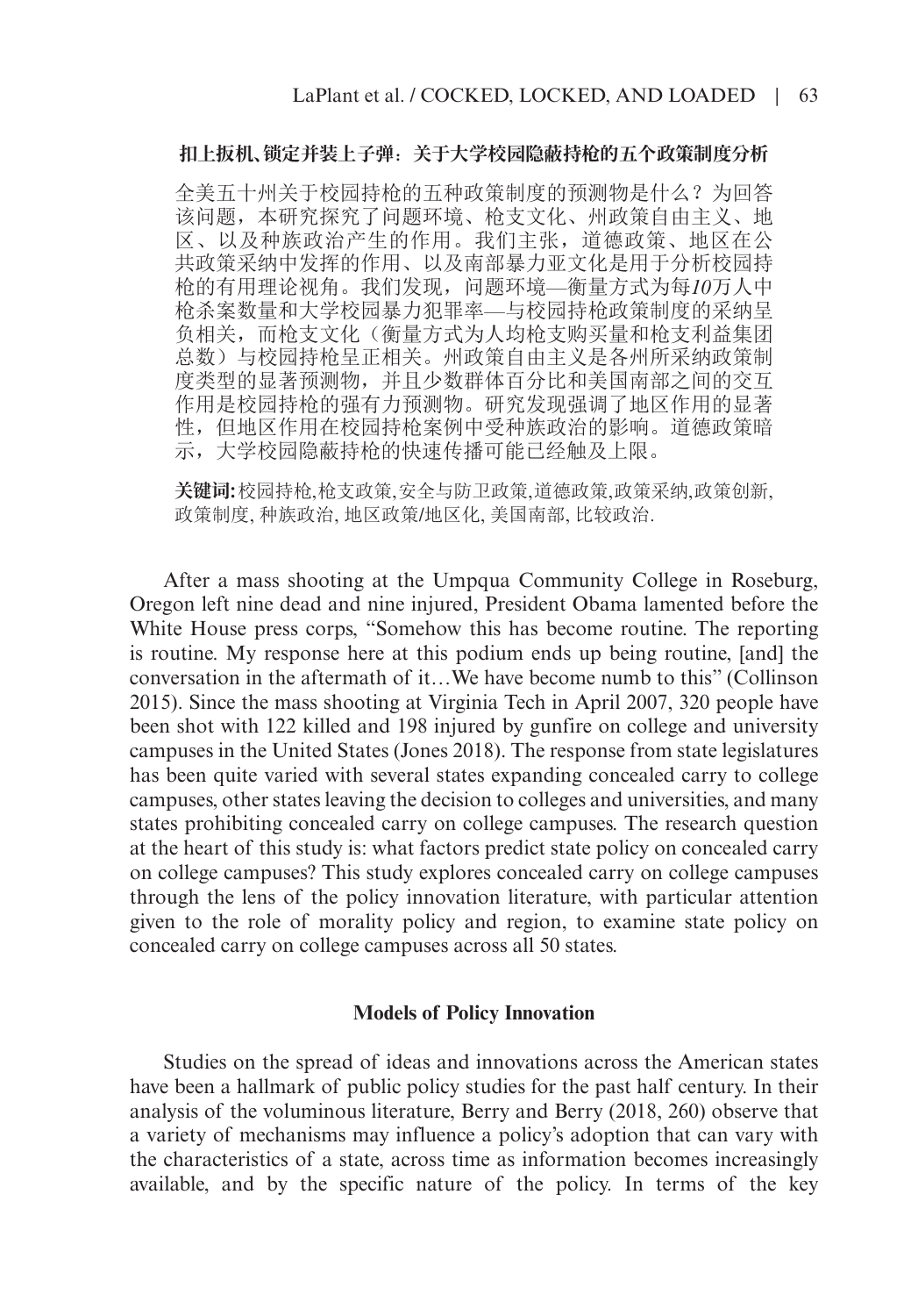**扣上扳机、锁定并装上子弹：关于大学校园隐蔽持枪的五个政策制度分析**

全美五十州关于校园持枪的五种政策制度的预测物是什么？为回答该问题，本研究探究了问题环境、枪支文化、州政策自由主义、地区、以及种族政治产生的作用。我们主张，道德政策、地区在公共政策采纳中发挥的作用、以及南部暴力亚文化是用于分析校园持枪的有用理论视角。我们发现，问题环境—衡量方式为每*10*万人中枪杀案数量和大学校园暴力犯罪率—与校园持枪政策制度的采纳呈负相关，而枪支文化（衡量方式为人均枪支购买量和枪支利益集团总数）与校园持枪呈正相关。州政策自由主义是各州所采纳政策制度类型的显著预测物，并且少数群体百分比和美国南部之间的交互作用是校园持枪的强有力预测物。研究发现强调了地区作用的显著性，但地区作用在校园持枪案例中受种族政治的影响。道德政策暗示，大学校园隐蔽持枪的快速传播可能已经触及上限。

**关键词:** 校园持枪,枪支政策,安全与防卫政策,道德政策,政策采纳,政策创新,政策制度, 种族政治, 地区政策/地区化, 美国南部, 比较政治.

After a mass shooting at the Umpqua Community College in Roseburg, Oregon left nine dead and nine injured, President Obama lamented before the White House press corps, "Somehow this has become routine. The reporting is routine. My response here at this podium ends up being routine, [and] the conversation in the aftermath of it…We have become numb to this" (Collinson 2015). Since the mass shooting at Virginia Tech in April 2007, 320 people have been shot with 122 killed and 198 injured by gunfire on college and university campuses in the United States (Jones 2018). The response from state legislatures has been quite varied with several states expanding concealed carry to college campuses, other states leaving the decision to colleges and universities, and many states prohibiting concealed carry on college campuses. The research question at the heart of this study is: what factors predict state policy on concealed carry on college campuses? This study explores concealed carry on college campuses through the lens of the policy innovation literature, with particular attention given to the role of morality policy and region, to examine state policy on concealed carry on college campuses across all 50 states.

## Models of Policy Innovation

Studies on the spread of ideas and innovations across the American states have been a hallmark of public policy studies for the past half century. In their analysis of the voluminous literature, Berry and Berry (2018, 260) observe that a variety of mechanisms may influence a policy's adoption that can vary with the characteristics of a state, across time as information becomes increasingly available, and by the specific nature of the policy. In terms of the key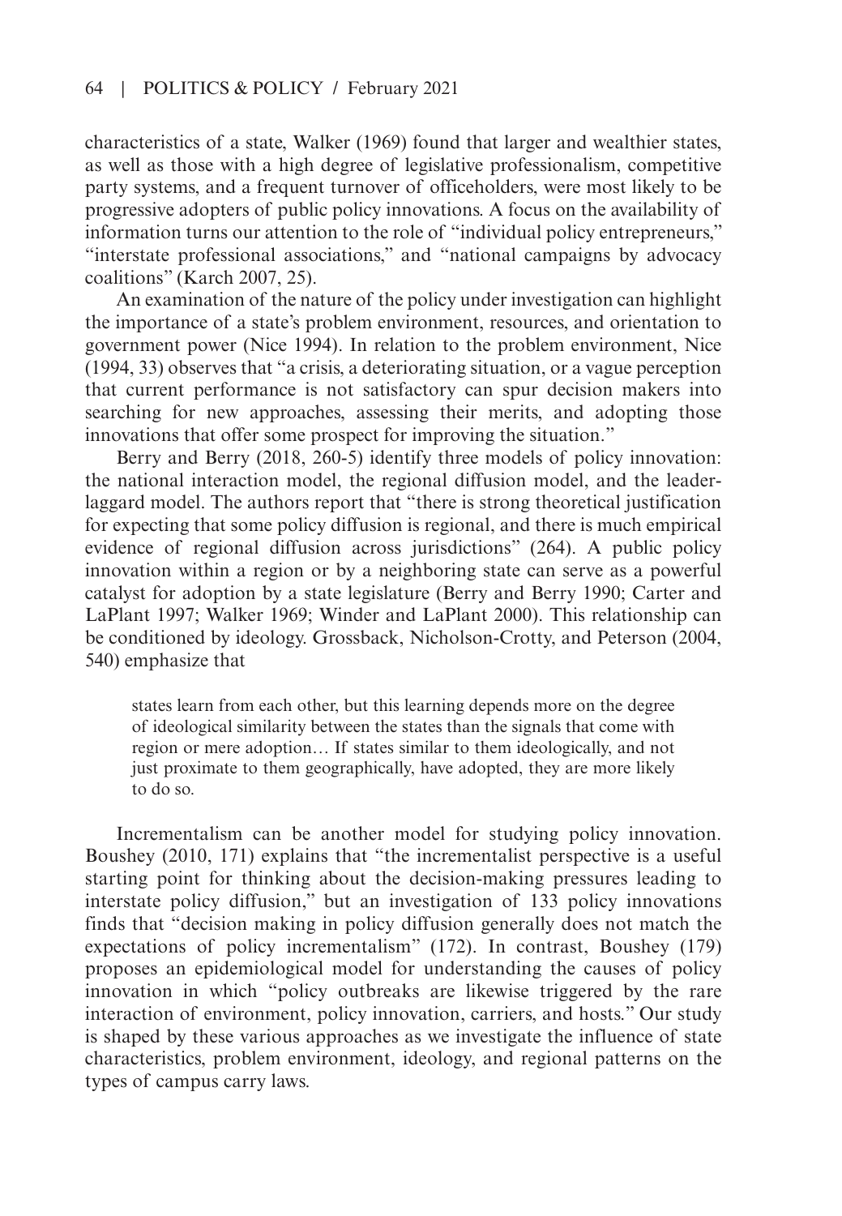characteristics of a state, Walker (1969) found that larger and wealthier states, as well as those with a high degree of legislative professionalism, competitive party systems, and a frequent turnover of officeholders, were most likely to be progressive adopters of public policy innovations. A focus on the availability of information turns our attention to the role of "individual policy entrepreneurs," "interstate professional associations," and "national campaigns by advocacy coalitions" (Karch 2007, 25).

An examination of the nature of the policy under investigation can highlight the importance of a state's problem environment, resources, and orientation to government power (Nice 1994). In relation to the problem environment, Nice (1994, 33) observes that "a crisis, a deteriorating situation, or a vague perception that current performance is not satisfactory can spur decision makers into searching for new approaches, assessing their merits, and adopting those innovations that offer some prospect for improving the situation."

Berry and Berry (2018, 260-5) identify three models of policy innovation: the national interaction model, the regional diffusion model, and the leader-laggard model. The authors report that "there is strong theoretical justification for expecting that some policy diffusion is regional, and there is much empirical evidence of regional diffusion across jurisdictions" (264). A public policy innovation within a region or by a neighboring state can serve as a powerful catalyst for adoption by a state legislature (Berry and Berry 1990; Carter and LaPlant 1997; Walker 1969; Winder and LaPlant 2000). This relationship can be conditioned by ideology. Grossback, Nicholson-Crotty, and Peterson (2004, 540) emphasize that

> states learn from each other, but this learning depends more on the degree of ideological similarity between the states than the signals that come with region or mere adoption… If states similar to them ideologically, and not just proximate to them geographically, have adopted, they are more likely to do so.

Incrementalism can be another model for studying policy innovation. Boushey (2010, 171) explains that "the incrementalist perspective is a useful starting point for thinking about the decision-making pressures leading to interstate policy diffusion," but an investigation of 133 policy innovations finds that "decision making in policy diffusion generally does not match the expectations of policy incrementalism" (172). In contrast, Boushey (179) proposes an epidemiological model for understanding the causes of policy innovation in which "policy outbreaks are likewise triggered by the rare interaction of environment, policy innovation, carriers, and hosts." Our study is shaped by these various approaches as we investigate the influence of state characteristics, problem environment, ideology, and regional patterns on the types of campus carry laws.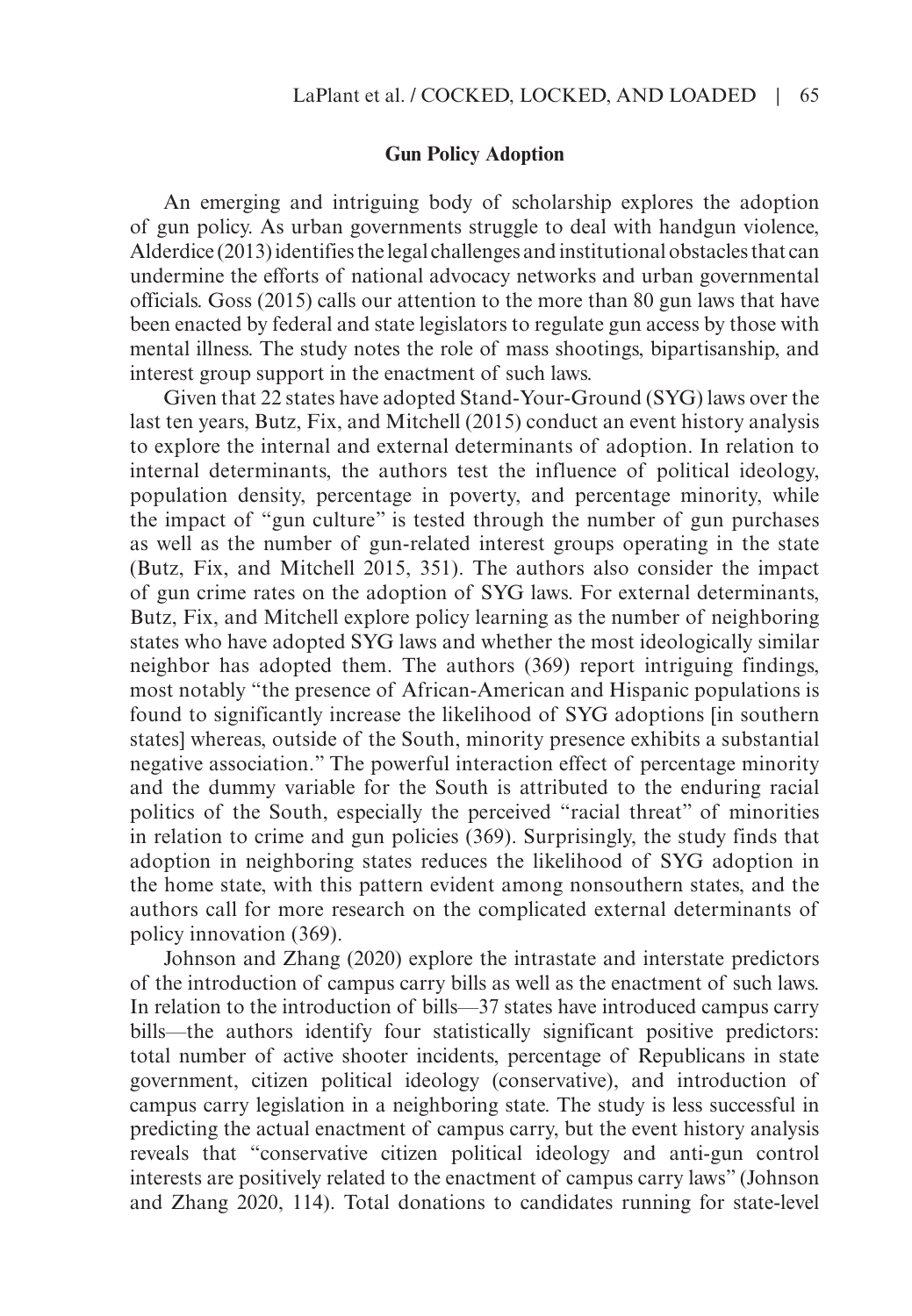## Gun Policy Adoption

An emerging and intriguing body of scholarship explores the adoption of gun policy. As urban governments struggle to deal with handgun violence, Alderdice (2013) identifies the legal challenges and institutional obstacles that can undermine the efforts of national advocacy networks and urban governmental officials. Goss (2015) calls our attention to the more than 80 gun laws that have been enacted by federal and state legislators to regulate gun access by those with mental illness. The study notes the role of mass shootings, bipartisanship, and interest group support in the enactment of such laws.

Given that 22 states have adopted Stand-Your-Ground (SYG) laws over the last ten years, Butz, Fix, and Mitchell (2015) conduct an event history analysis to explore the internal and external determinants of adoption. In relation to internal determinants, the authors test the influence of political ideology, population density, percentage in poverty, and percentage minority, while the impact of "gun culture" is tested through the number of gun purchases as well as the number of gun-related interest groups operating in the state (Butz, Fix, and Mitchell 2015, 351). The authors also consider the impact of gun crime rates on the adoption of SYG laws. For external determinants, Butz, Fix, and Mitchell explore policy learning as the number of neighboring states who have adopted SYG laws and whether the most ideologically similar neighbor has adopted them. The authors (369) report intriguing findings, most notably "the presence of African-American and Hispanic populations is found to significantly increase the likelihood of SYG adoptions [in southern states] whereas, outside of the South, minority presence exhibits a substantial negative association." The powerful interaction effect of percentage minority and the dummy variable for the South is attributed to the enduring racial politics of the South, especially the perceived "racial threat" of minorities in relation to crime and gun policies (369). Surprisingly, the study finds that adoption in neighboring states reduces the likelihood of SYG adoption in the home state, with this pattern evident among nonsouthern states, and the authors call for more research on the complicated external determinants of policy innovation (369).

Johnson and Zhang (2020) explore the intrastate and interstate predictors of the introduction of campus carry bills as well as the enactment of such laws. In relation to the introduction of bills—37 states have introduced campus carry bills—the authors identify four statistically significant positive predictors: total number of active shooter incidents, percentage of Republicans in state government, citizen political ideology (conservative), and introduction of campus carry legislation in a neighboring state. The study is less successful in predicting the actual enactment of campus carry, but the event history analysis reveals that "conservative citizen political ideology and anti-gun control interests are positively related to the enactment of campus carry laws" (Johnson and Zhang 2020, 114). Total donations to candidates running for state-level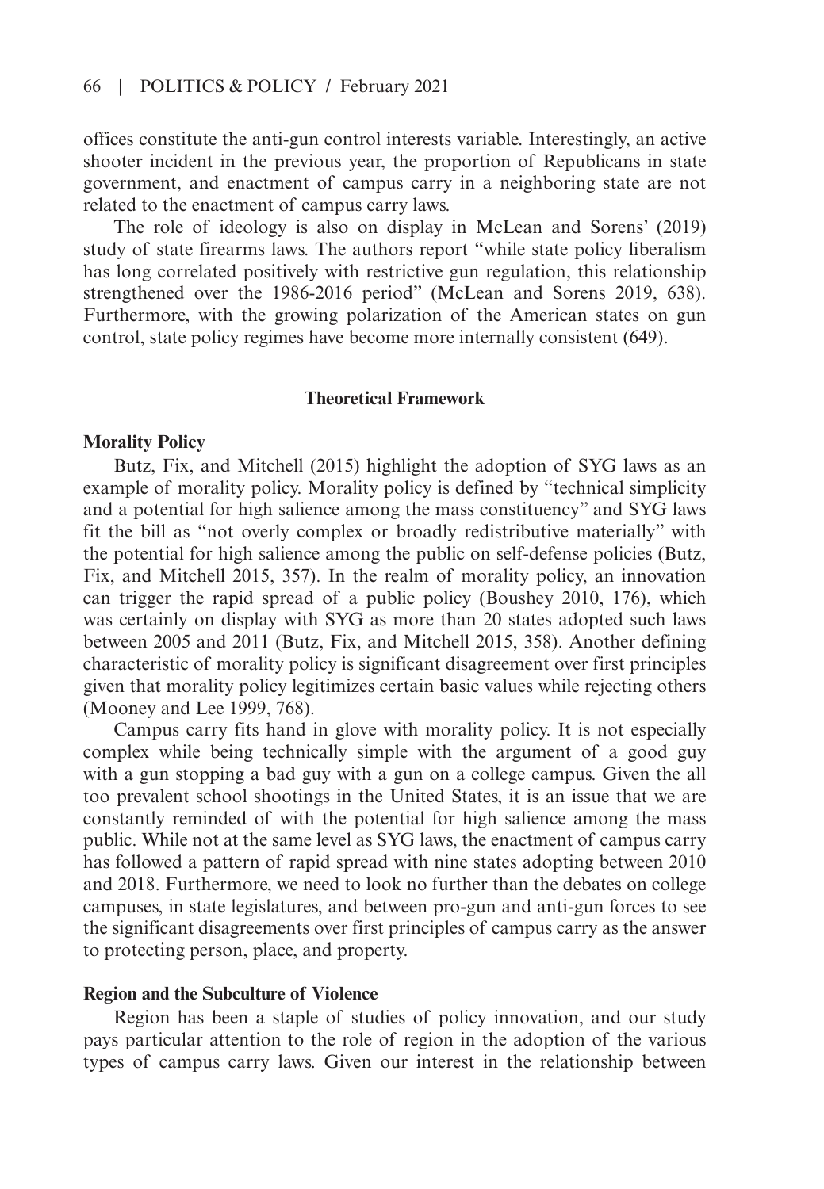offices constitute the anti-gun control interests variable. Interestingly, an active shooter incident in the previous year, the proportion of Republicans in state government, and enactment of campus carry in a neighboring state are not related to the enactment of campus carry laws.

The role of ideology is also on display in McLean and Sorens' (2019) study of state firearms laws. The authors report "while state policy liberalism has long correlated positively with restrictive gun regulation, this relationship strengthened over the 1986-2016 period" (McLean and Sorens 2019, 638). Furthermore, with the growing polarization of the American states on gun control, state policy regimes have become more internally consistent (649).

## Theoretical Framework

### Morality Policy

Butz, Fix, and Mitchell (2015) highlight the adoption of SYG laws as an example of morality policy. Morality policy is defined by "technical simplicity and a potential for high salience among the mass constituency" and SYG laws fit the bill as "not overly complex or broadly redistributive materially" with the potential for high salience among the public on self-defense policies (Butz, Fix, and Mitchell 2015, 357). In the realm of morality policy, an innovation can trigger the rapid spread of a public policy (Boushey 2010, 176), which was certainly on display with SYG as more than 20 states adopted such laws between 2005 and 2011 (Butz, Fix, and Mitchell 2015, 358). Another defining characteristic of morality policy is significant disagreement over first principles given that morality policy legitimizes certain basic values while rejecting others (Mooney and Lee 1999, 768).

Campus carry fits hand in glove with morality policy. It is not especially complex while being technically simple with the argument of a good guy with a gun stopping a bad guy with a gun on a college campus. Given the all too prevalent school shootings in the United States, it is an issue that we are constantly reminded of with the potential for high salience among the mass public. While not at the same level as SYG laws, the enactment of campus carry has followed a pattern of rapid spread with nine states adopting between 2010 and 2018. Furthermore, we need to look no further than the debates on college campuses, in state legislatures, and between pro-gun and anti-gun forces to see the significant disagreements over first principles of campus carry as the answer to protecting person, place, and property.

### Region and the Subculture of Violence

Region has been a staple of studies of policy innovation, and our study pays particular attention to the role of region in the adoption of the various types of campus carry laws. Given our interest in the relationship between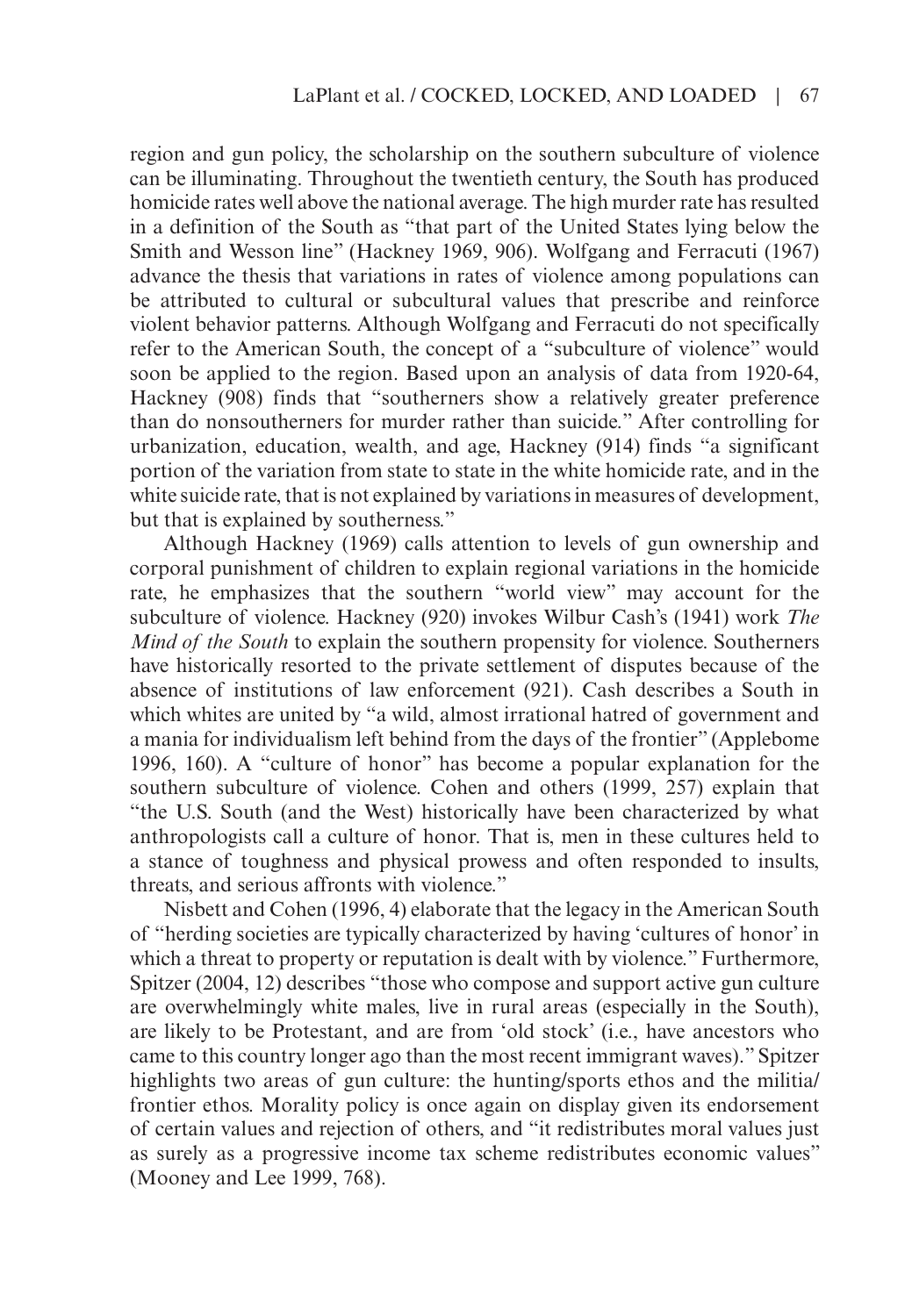region and gun policy, the scholarship on the southern subculture of violence can be illuminating. Throughout the twentieth century, the South has produced homicide rates well above the national average. The high murder rate has resulted in a definition of the South as "that part of the United States lying below the Smith and Wesson line" (Hackney 1969, 906). Wolfgang and Ferracuti (1967) advance the thesis that variations in rates of violence among populations can be attributed to cultural or subcultural values that prescribe and reinforce violent behavior patterns. Although Wolfgang and Ferracuti do not specifically refer to the American South, the concept of a "subculture of violence" would soon be applied to the region. Based upon an analysis of data from 1920-64, Hackney (908) finds that "southerners show a relatively greater preference than do nonsoutherners for murder rather than suicide." After controlling for urbanization, education, wealth, and age, Hackney (914) finds "a significant portion of the variation from state to state in the white homicide rate, and in the white suicide rate, that is not explained by variations in measures of development, but that is explained by southerness."

Although Hackney (1969) calls attention to levels of gun ownership and corporal punishment of children to explain regional variations in the homicide rate, he emphasizes that the southern "world view" may account for the subculture of violence. Hackney (920) invokes Wilbur Cash's (1941) work *The Mind of the South* to explain the southern propensity for violence. Southerners have historically resorted to the private settlement of disputes because of the absence of institutions of law enforcement (921). Cash describes a South in which whites are united by "a wild, almost irrational hatred of government and a mania for individualism left behind from the days of the frontier" (Applebome 1996, 160). A "culture of honor" has become a popular explanation for the southern subculture of violence. Cohen and others (1999, 257) explain that "the U.S. South (and the West) historically have been characterized by what anthropologists call a culture of honor. That is, men in these cultures held to a stance of toughness and physical prowess and often responded to insults, threats, and serious affronts with violence."

Nisbett and Cohen (1996, 4) elaborate that the legacy in the American South of "herding societies are typically characterized by having 'cultures of honor' in which a threat to property or reputation is dealt with by violence." Furthermore, Spitzer (2004, 12) describes "those who compose and support active gun culture are overwhelmingly white males, live in rural areas (especially in the South), are likely to be Protestant, and are from 'old stock' (i.e., have ancestors who came to this country longer ago than the most recent immigrant waves)." Spitzer highlights two areas of gun culture: the hunting/sports ethos and the militia/frontier ethos. Morality policy is once again on display given its endorsement of certain values and rejection of others, and "it redistributes moral values just as surely as a progressive income tax scheme redistributes economic values" (Mooney and Lee 1999, 768).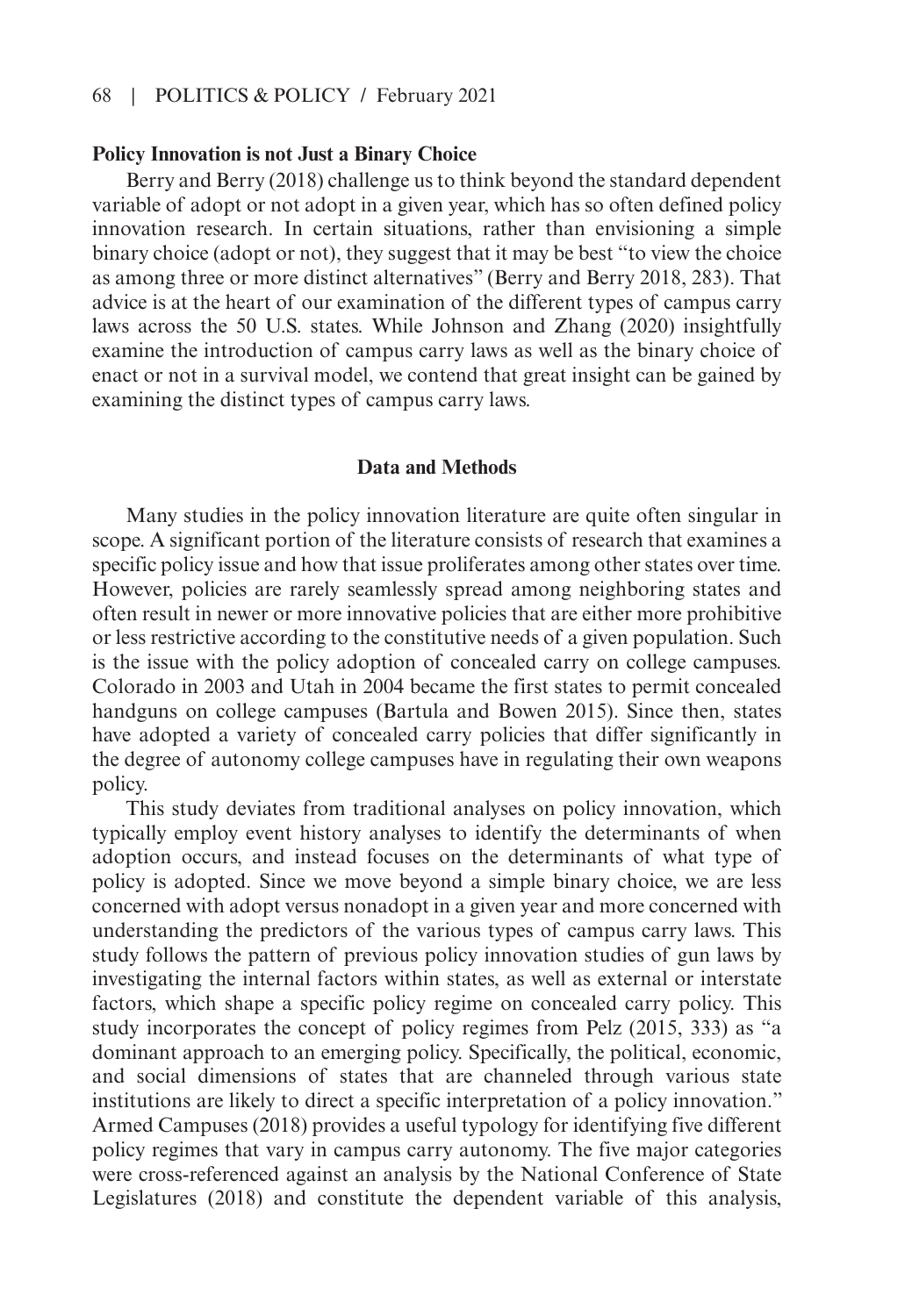**Policy Innovation is not Just a Binary Choice**

Berry and Berry (2018) challenge us to think beyond the standard dependent variable of adopt or not adopt in a given year, which has so often defined policy innovation research. In certain situations, rather than envisioning a simple binary choice (adopt or not), they suggest that it may be best "to view the choice as among three or more distinct alternatives" (Berry and Berry 2018, 283). That advice is at the heart of our examination of the different types of campus carry laws across the 50 U.S. states. While Johnson and Zhang (2020) insightfully examine the introduction of campus carry laws as well as the binary choice of enact or not in a survival model, we contend that great insight can be gained by examining the distinct types of campus carry laws.

## Data and Methods

Many studies in the policy innovation literature are quite often singular in scope. A significant portion of the literature consists of research that examines a specific policy issue and how that issue proliferates among other states over time. However, policies are rarely seamlessly spread among neighboring states and often result in newer or more innovative policies that are either more prohibitive or less restrictive according to the constitutive needs of a given population. Such is the issue with the policy adoption of concealed carry on college campuses. Colorado in 2003 and Utah in 2004 became the first states to permit concealed handguns on college campuses (Bartula and Bowen 2015). Since then, states have adopted a variety of concealed carry policies that differ significantly in the degree of autonomy college campuses have in regulating their own weapons policy.

This study deviates from traditional analyses on policy innovation, which typically employ event history analyses to identify the determinants of when adoption occurs, and instead focuses on the determinants of what type of policy is adopted. Since we move beyond a simple binary choice, we are less concerned with adopt versus nonadopt in a given year and more concerned with understanding the predictors of the various types of campus carry laws. This study follows the pattern of previous policy innovation studies of gun laws by investigating the internal factors within states, as well as external or interstate factors, which shape a specific policy regime on concealed carry policy. This study incorporates the concept of policy regimes from Pelz (2015, 333) as "a dominant approach to an emerging policy. Specifically, the political, economic, and social dimensions of states that are channeled through various state institutions are likely to direct a specific interpretation of a policy innovation." Armed Campuses (2018) provides a useful typology for identifying five different policy regimes that vary in campus carry autonomy. The five major categories were cross-referenced against an analysis by the National Conference of State Legislatures (2018) and constitute the dependent variable of this analysis,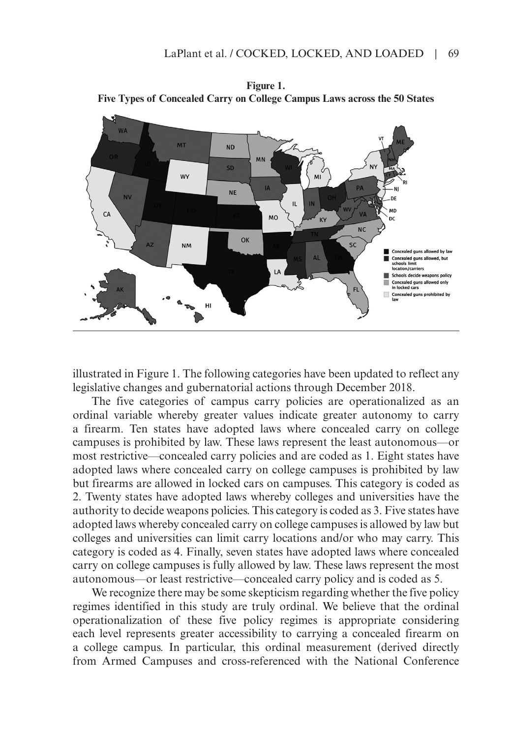**Figure 1.**
**Five Types of Concealed Carry on College Campus Laws across the 50 States**

illustrated in Figure 1. The following categories have been updated to reflect any legislative changes and gubernatorial actions through December 2018.

The five categories of campus carry policies are operationalized as an ordinal variable whereby greater values indicate greater autonomy to carry a firearm. Ten states have adopted laws where concealed carry on college campuses is prohibited by law. These laws represent the least autonomous—or most restrictive—concealed carry policies and are coded as 1. Eight states have adopted laws where concealed carry on college campuses is prohibited by law but firearms are allowed in locked cars on campuses. This category is coded as 2. Twenty states have adopted laws whereby colleges and universities have the authority to decide weapons policies. This category is coded as 3. Five states have adopted laws whereby concealed carry on college campuses is allowed by law but colleges and universities can limit carry locations and/or who may carry. This category is coded as 4. Finally, seven states have adopted laws where concealed carry on college campuses is fully allowed by law. These laws represent the most autonomous—or least restrictive—concealed carry policy and is coded as 5.

We recognize there may be some skepticism regarding whether the five policy regimes identified in this study are truly ordinal. We believe that the ordinal operationalization of these five policy regimes is appropriate considering each level represents greater accessibility to carrying a concealed firearm on a college campus. In particular, this ordinal measurement (derived directly from Armed Campuses and cross-referenced with the National Conference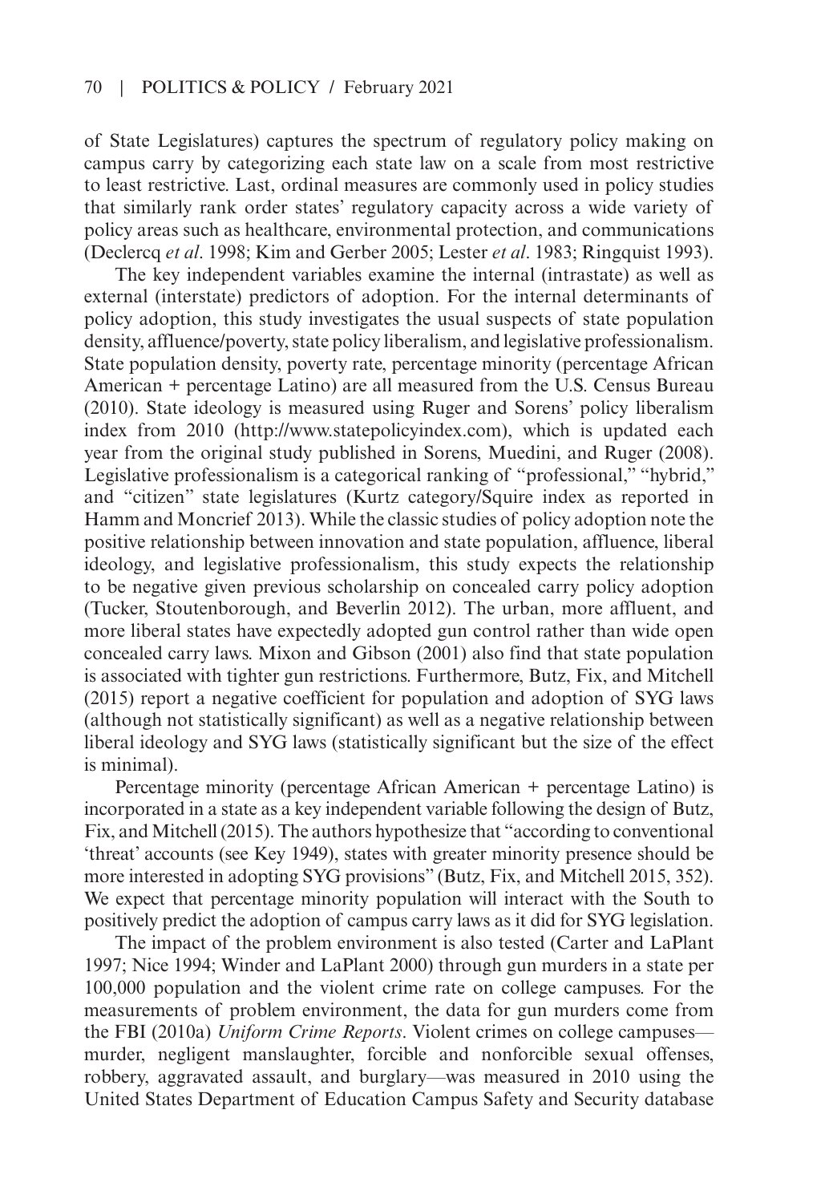of State Legislatures) captures the spectrum of regulatory policy making on campus carry by categorizing each state law on a scale from most restrictive to least restrictive. Last, ordinal measures are commonly used in policy studies that similarly rank order states' regulatory capacity across a wide variety of policy areas such as healthcare, environmental protection, and communications (Declercq *et al*. 1998; Kim and Gerber 2005; Lester *et al*. 1983; Ringquist 1993).

The key independent variables examine the internal (intrastate) as well as external (interstate) predictors of adoption. For the internal determinants of policy adoption, this study investigates the usual suspects of state population density, affluence/poverty, state policy liberalism, and legislative professionalism. State population density, poverty rate, percentage minority (percentage African American + percentage Latino) are all measured from the U.S. Census Bureau (2010). State ideology is measured using Ruger and Sorens' policy liberalism index from 2010 (http://www.statepolicyindex.com), which is updated each year from the original study published in Sorens, Muedini, and Ruger (2008). Legislative professionalism is a categorical ranking of "professional," "hybrid," and "citizen" state legislatures (Kurtz category/Squire index as reported in Hamm and Moncrief 2013). While the classic studies of policy adoption note the positive relationship between innovation and state population, affluence, liberal ideology, and legislative professionalism, this study expects the relationship to be negative given previous scholarship on concealed carry policy adoption (Tucker, Stoutenborough, and Beverlin 2012). The urban, more affluent, and more liberal states have expectedly adopted gun control rather than wide open concealed carry laws. Mixon and Gibson (2001) also find that state population is associated with tighter gun restrictions. Furthermore, Butz, Fix, and Mitchell (2015) report a negative coefficient for population and adoption of SYG laws (although not statistically significant) as well as a negative relationship between liberal ideology and SYG laws (statistically significant but the size of the effect is minimal).

Percentage minority (percentage African American + percentage Latino) is incorporated in a state as a key independent variable following the design of Butz, Fix, and Mitchell (2015). The authors hypothesize that "according to conventional 'threat' accounts (see Key 1949), states with greater minority presence should be more interested in adopting SYG provisions" (Butz, Fix, and Mitchell 2015, 352). We expect that percentage minority population will interact with the South to positively predict the adoption of campus carry laws as it did for SYG legislation.

The impact of the problem environment is also tested (Carter and LaPlant 1997; Nice 1994; Winder and LaPlant 2000) through gun murders in a state per 100,000 population and the violent crime rate on college campuses. For the measurements of problem environment, the data for gun murders come from the FBI (2010a) *Uniform Crime Reports*. Violent crimes on college campuses—murder, negligent manslaughter, forcible and nonforcible sexual offenses, robbery, aggravated assault, and burglary—was measured in 2010 using the United States Department of Education Campus Safety and Security database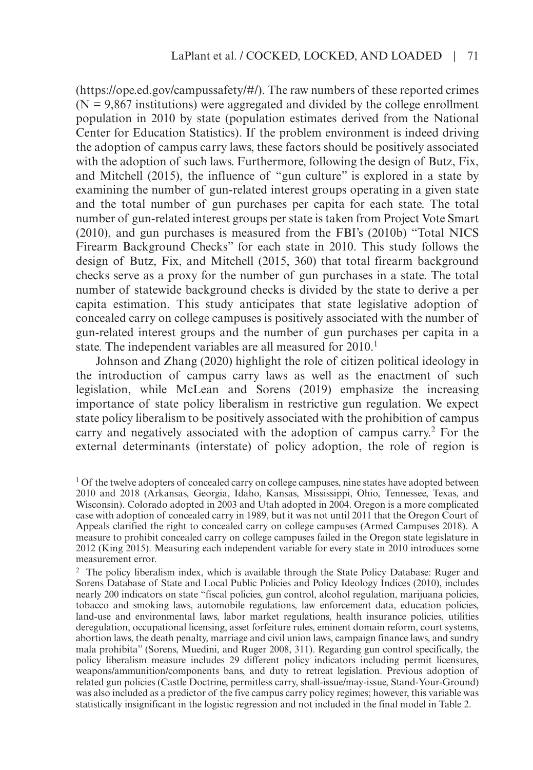(https://ope.ed.gov/campussafety/#/). The raw numbers of these reported crimes (N = 9,867 institutions) were aggregated and divided by the college enrollment population in 2010 by state (population estimates derived from the National Center for Education Statistics). If the problem environment is indeed driving the adoption of campus carry laws, these factors should be positively associated with the adoption of such laws. Furthermore, following the design of Butz, Fix, and Mitchell (2015), the influence of "gun culture" is explored in a state by examining the number of gun-related interest groups operating in a given state and the total number of gun purchases per capita for each state. The total number of gun-related interest groups per state is taken from Project Vote Smart (2010), and gun purchases is measured from the FBI's (2010b) "Total NICS Firearm Background Checks" for each state in 2010. This study follows the design of Butz, Fix, and Mitchell (2015, 360) that total firearm background checks serve as a proxy for the number of gun purchases in a state. The total number of statewide background checks is divided by the state to derive a per capita estimation. This study anticipates that state legislative adoption of concealed carry on college campuses is positively associated with the number of gun-related interest groups and the number of gun purchases per capita in a state. The independent variables are all measured for 2010.[1]

Johnson and Zhang (2020) highlight the role of citizen political ideology in the introduction of campus carry laws as well as the enactment of such legislation, while McLean and Sorens (2019) emphasize the increasing importance of state policy liberalism in restrictive gun regulation. We expect state policy liberalism to be positively associated with the prohibition of campus carry and negatively associated with the adoption of campus carry.[2] For the external determinants (interstate) of policy adoption, the role of region is

[1] Of the twelve adopters of concealed carry on college campuses, nine states have adopted between 2010 and 2018 (Arkansas, Georgia, Idaho, Kansas, Mississippi, Ohio, Tennessee, Texas, and Wisconsin). Colorado adopted in 2003 and Utah adopted in 2004. Oregon is a more complicated case with adoption of concealed carry in 1989, but it was not until 2011 that the Oregon Court of Appeals clarified the right to concealed carry on college campuses (Armed Campuses 2018). A measure to prohibit concealed carry on college campuses failed in the Oregon state legislature in 2012 (King 2015). Measuring each independent variable for every state in 2010 introduces some measurement error.

[2] The policy liberalism index, which is available through the State Policy Database: Ruger and Sorens Database of State and Local Public Policies and Policy Ideology Indices (2010), includes nearly 200 indicators on state "fiscal policies, gun control, alcohol regulation, marijuana policies, tobacco and smoking laws, automobile regulations, law enforcement data, education policies, land-use and environmental laws, labor market regulations, health insurance policies, utilities deregulation, occupational licensing, asset forfeiture rules, eminent domain reform, court systems, abortion laws, the death penalty, marriage and civil union laws, campaign finance laws, and sundry mala prohibita" (Sorens, Muedini, and Ruger 2008, 311). Regarding gun control specifically, the policy liberalism measure includes 29 different policy indicators including permit licensures, weapons/ammunition/components bans, and duty to retreat legislation. Previous adoption of related gun policies (Castle Doctrine, permitless carry, shall-issue/may-issue, Stand-Your-Ground) was also included as a predictor of the five campus carry policy regimes; however, this variable was statistically insignificant in the logistic regression and not included in the final model in Table 2.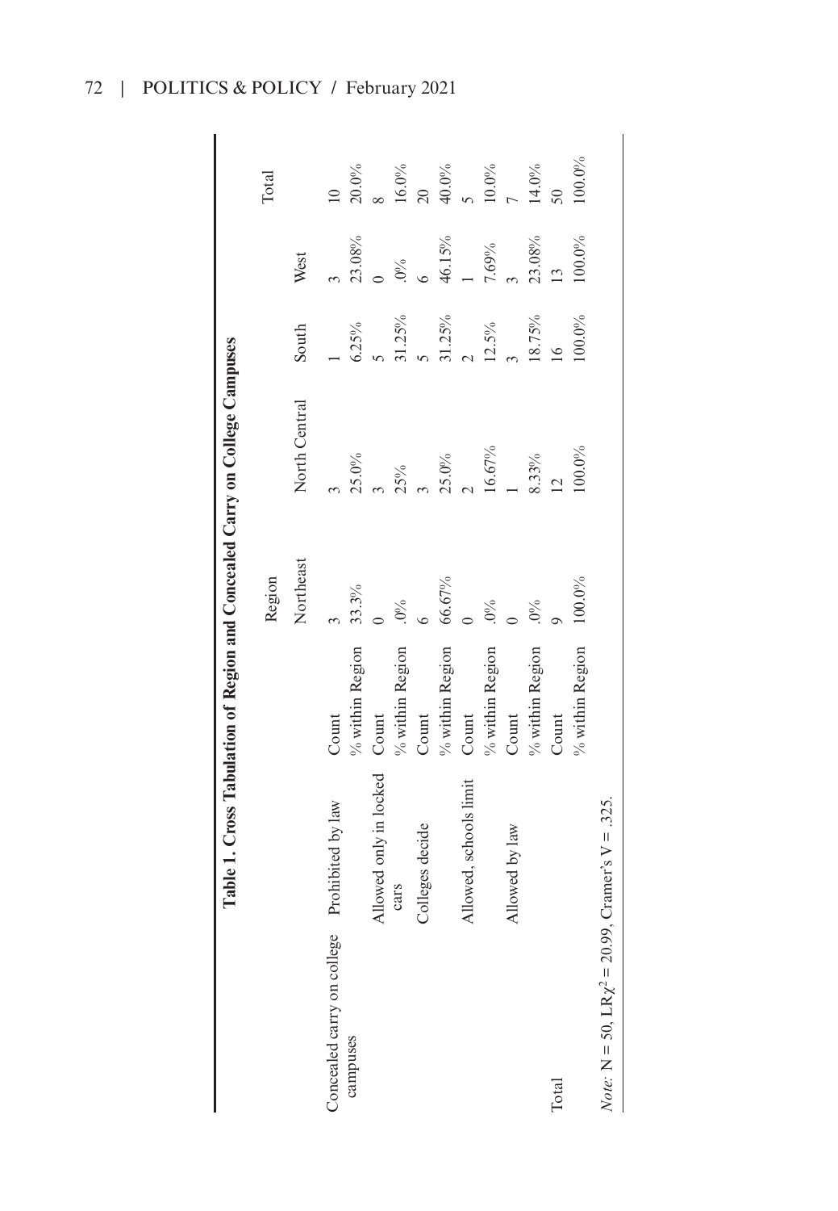**Table 1. Cross Tabulation of Region and Concealed Carry on College Campuses**

| | | | Region | | | | Total |
|---|---|---|---|---|---|---|---|
| | | | Northeast | North Central | South | West | |
| Concealed carry on college campuses | Prohibited by law | Count | 3 | 3 | 1 | 3 | 10 |
| | | % within Region | 33.3% | 25.0% | 6.25% | 23.08% | 20.0% |
| | Allowed only in locked cars | Count | 0 | 3 | 5 | 0 | 8 |
| | | % within Region | .0% | 25% | 31.25% | .0% | 16.0% |
| | Colleges decide | Count | 6 | 3 | 5 | 6 | 20 |
| | | % within Region | 66.67% | 25.0% | 31.25% | 46.15% | 40.0% |
| | Allowed, schools limit | Count | 0 | 2 | 2 | 1 | 5 |
| | | % within Region | .0% | 16.67% | 12.5% | 7.69% | 10.0% |
| | Allowed by law | Count | 0 | 1 | 3 | 3 | 7 |
| | | % within Region | .0% | 8.33% | 18.75% | 23.08% | 14.0% |
| Total | | Count | 9 | 12 | 16 | 13 | 50 |
| | | % within Region | 100.0% | 100.0% | 100.0% | 100.0% | 100.0% |

*Note:* N = 50, LR$\chi^2$ = 20.99, Cramer's V = .325.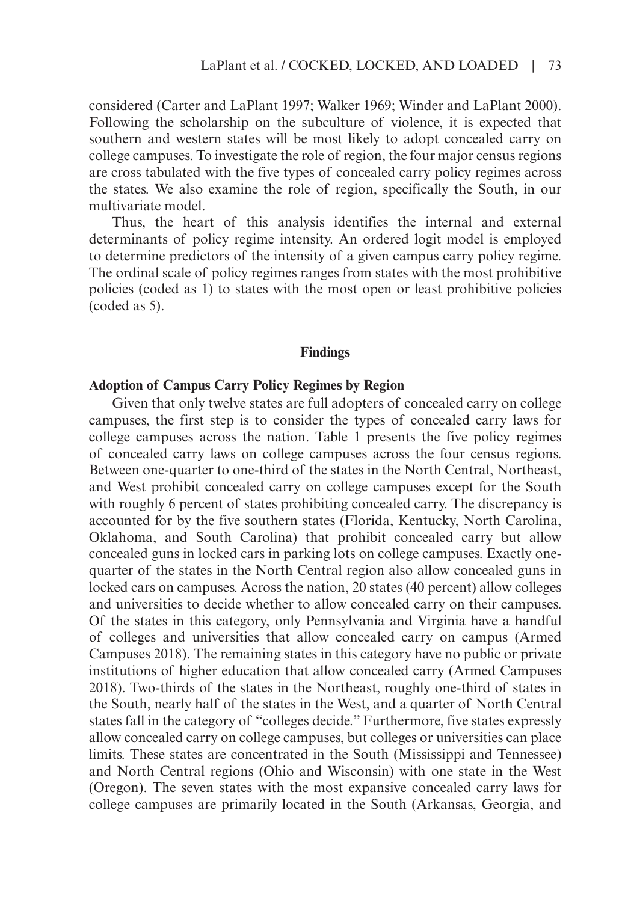considered (Carter and LaPlant 1997; Walker 1969; Winder and LaPlant 2000). Following the scholarship on the subculture of violence, it is expected that southern and western states will be most likely to adopt concealed carry on college campuses. To investigate the role of region, the four major census regions are cross tabulated with the five types of concealed carry policy regimes across the states. We also examine the role of region, specifically the South, in our multivariate model.

Thus, the heart of this analysis identifies the internal and external determinants of policy regime intensity. An ordered logit model is employed to determine predictors of the intensity of a given campus carry policy regime. The ordinal scale of policy regimes ranges from states with the most prohibitive policies (coded as 1) to states with the most open or least prohibitive policies (coded as 5).

## Findings

### Adoption of Campus Carry Policy Regimes by Region

Given that only twelve states are full adopters of concealed carry on college campuses, the first step is to consider the types of concealed carry laws for college campuses across the nation. Table 1 presents the five policy regimes of concealed carry laws on college campuses across the four census regions. Between one-quarter to one-third of the states in the North Central, Northeast, and West prohibit concealed carry on college campuses except for the South with roughly 6 percent of states prohibiting concealed carry. The discrepancy is accounted for by the five southern states (Florida, Kentucky, North Carolina, Oklahoma, and South Carolina) that prohibit concealed carry but allow concealed guns in locked cars in parking lots on college campuses. Exactly one-quarter of the states in the North Central region also allow concealed guns in locked cars on campuses. Across the nation, 20 states (40 percent) allow colleges and universities to decide whether to allow concealed carry on their campuses. Of the states in this category, only Pennsylvania and Virginia have a handful of colleges and universities that allow concealed carry on campus (Armed Campuses 2018). The remaining states in this category have no public or private institutions of higher education that allow concealed carry (Armed Campuses 2018). Two-thirds of the states in the Northeast, roughly one-third of states in the South, nearly half of the states in the West, and a quarter of North Central states fall in the category of "colleges decide." Furthermore, five states expressly allow concealed carry on college campuses, but colleges or universities can place limits. These states are concentrated in the South (Mississippi and Tennessee) and North Central regions (Ohio and Wisconsin) with one state in the West (Oregon). The seven states with the most expansive concealed carry laws for college campuses are primarily located in the South (Arkansas, Georgia, and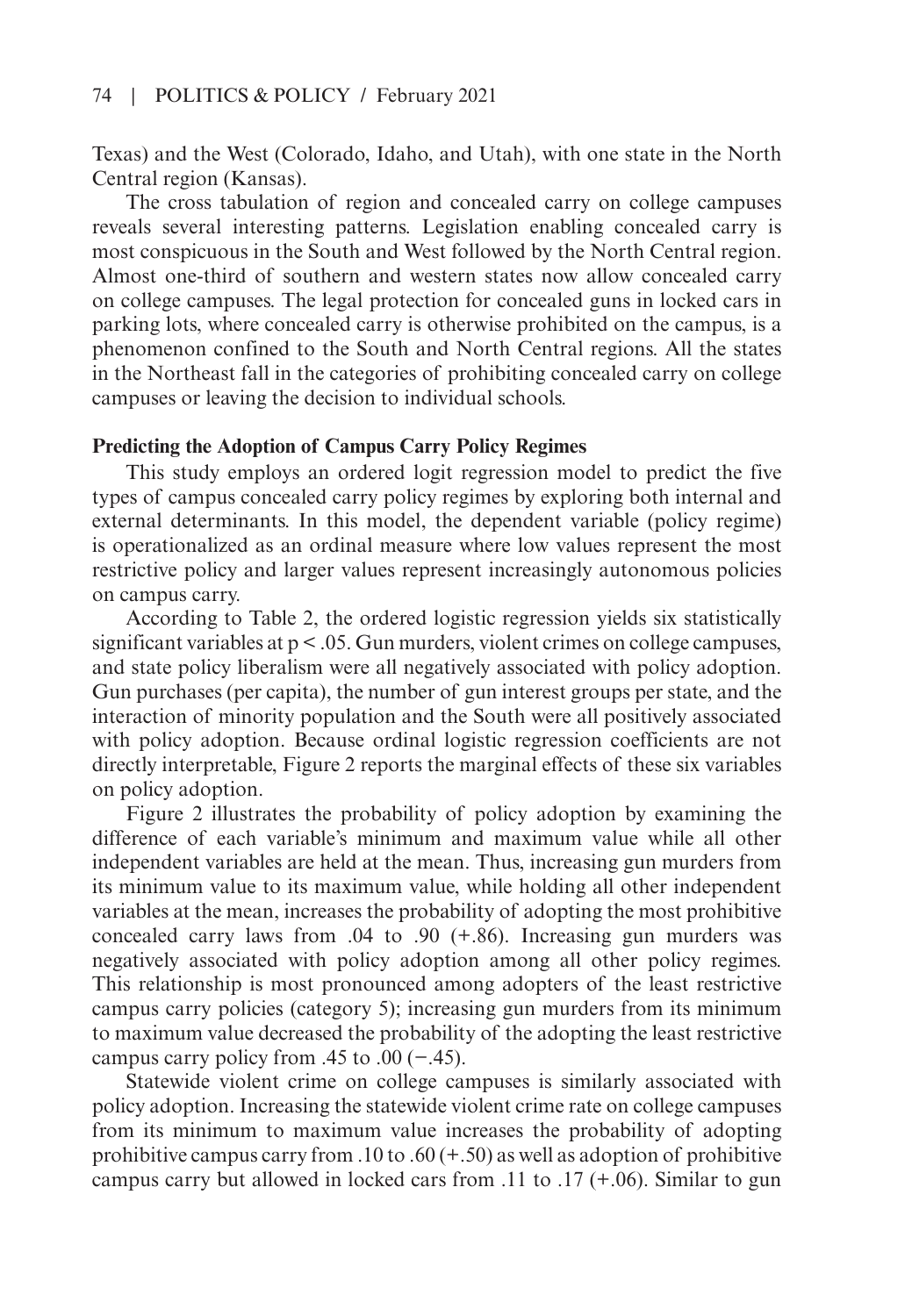Texas) and the West (Colorado, Idaho, and Utah), with one state in the North Central region (Kansas).

The cross tabulation of region and concealed carry on college campuses reveals several interesting patterns. Legislation enabling concealed carry is most conspicuous in the South and West followed by the North Central region. Almost one-third of southern and western states now allow concealed carry on college campuses. The legal protection for concealed guns in locked cars in parking lots, where concealed carry is otherwise prohibited on the campus, is a phenomenon confined to the South and North Central regions. All the states in the Northeast fall in the categories of prohibiting concealed carry on college campuses or leaving the decision to individual schools.

**Predicting the Adoption of Campus Carry Policy Regimes**

This study employs an ordered logit regression model to predict the five types of campus concealed carry policy regimes by exploring both internal and external determinants. In this model, the dependent variable (policy regime) is operationalized as an ordinal measure where low values represent the most restrictive policy and larger values represent increasingly autonomous policies on campus carry.

According to Table 2, the ordered logistic regression yields six statistically significant variables at $p < .05$. Gun murders, violent crimes on college campuses, and state policy liberalism were all negatively associated with policy adoption. Gun purchases (per capita), the number of gun interest groups per state, and the interaction of minority population and the South were all positively associated with policy adoption. Because ordinal logistic regression coefficients are not directly interpretable, Figure 2 reports the marginal effects of these six variables on policy adoption.

Figure 2 illustrates the probability of policy adoption by examining the difference of each variable's minimum and maximum value while all other independent variables are held at the mean. Thus, increasing gun murders from its minimum value to its maximum value, while holding all other independent variables at the mean, increases the probability of adopting the most prohibitive concealed carry laws from .04 to .90 (+.86). Increasing gun murders was negatively associated with policy adoption among all other policy regimes. This relationship is most pronounced among adopters of the least restrictive campus carry policies (category 5); increasing gun murders from its minimum to maximum value decreased the probability of the adopting the least restrictive campus carry policy from .45 to .00 (−.45).

Statewide violent crime on college campuses is similarly associated with policy adoption. Increasing the statewide violent crime rate on college campuses from its minimum to maximum value increases the probability of adopting prohibitive campus carry from .10 to .60 (+.50) as well as adoption of prohibitive campus carry but allowed in locked cars from .11 to .17 (+.06). Similar to gun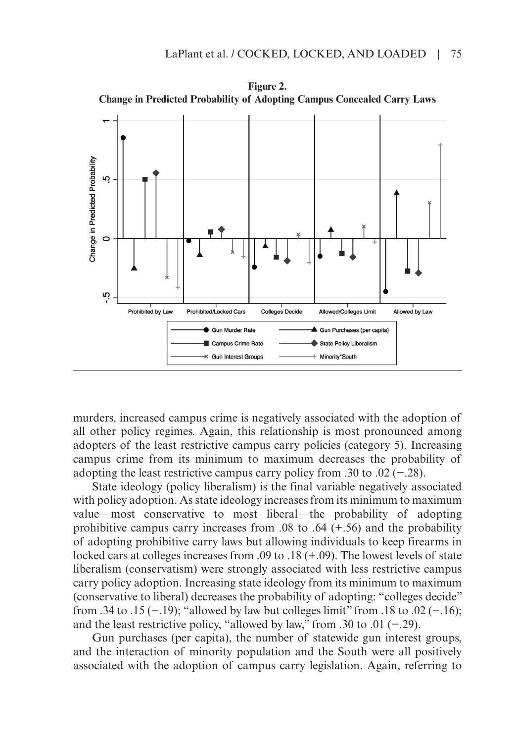**Figure 2.**
**Change in Predicted Probability of Adopting Campus Concealed Carry Laws**

murders, increased campus crime is negatively associated with the adoption of all other policy regimes. Again, this relationship is most pronounced among adopters of the least restrictive campus carry policies (category 5). Increasing campus crime from its minimum to maximum decreases the probability of adopting the least restrictive campus carry policy from .30 to .02 (−.28).

State ideology (policy liberalism) is the final variable negatively associated with policy adoption. As state ideology increases from its minimum to maximum value—most conservative to most liberal—the probability of adopting prohibitive campus carry increases from .08 to .64 (+.56) and the probability of adopting prohibitive carry laws but allowing individuals to keep firearms in locked cars at colleges increases from .09 to .18 (+.09). The lowest levels of state liberalism (conservatism) were strongly associated with less restrictive campus carry policy adoption. Increasing state ideology from its minimum to maximum (conservative to liberal) decreases the probability of adopting: "colleges decide" from .34 to .15 (−.19); "allowed by law but colleges limit" from .18 to .02 (−.16); and the least restrictive policy, "allowed by law," from .30 to .01 (−.29).

Gun purchases (per capita), the number of statewide gun interest groups, and the interaction of minority population and the South were all positively associated with the adoption of campus carry legislation. Again, referring to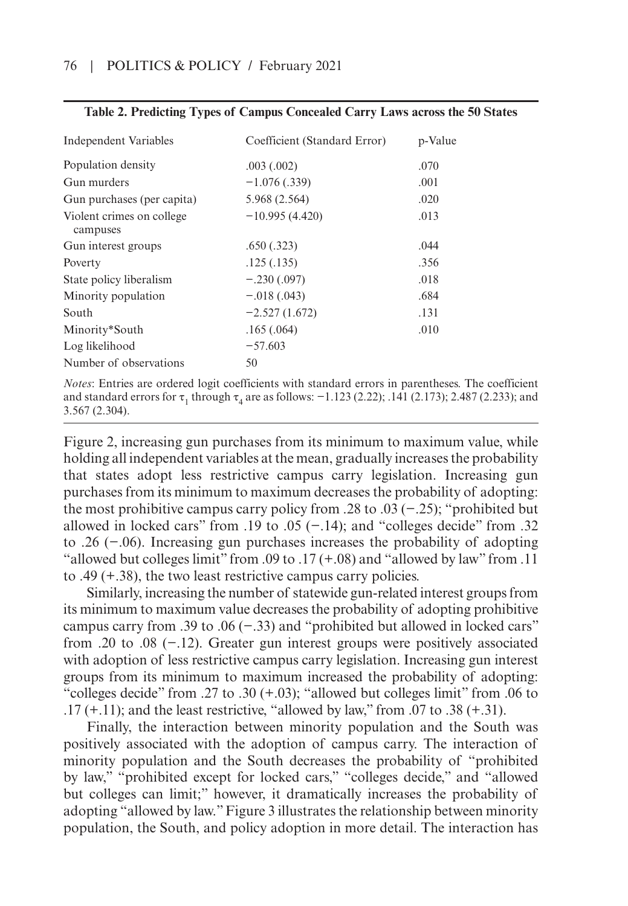**Table 2. Predicting Types of Campus Concealed Carry Laws across the 50 States**

| Independent Variables | Coefficient (Standard Error) | p-Value |
|---|---|---|
| Population density | .003 (.002) | .070 |
| Gun murders | −1.076 (.339) | .001 |
| Gun purchases (per capita) | 5.968 (2.564) | .020 |
| Violent crimes on college campuses | −10.995 (4.420) | .013 |
| Gun interest groups | .650 (.323) | .044 |
| Poverty | .125 (.135) | .356 |
| State policy liberalism | −.230 (.097) | .018 |
| Minority population | −.018 (.043) | .684 |
| South | −2.527 (1.672) | .131 |
| Minority*South | .165 (.064) | .010 |
| Log likelihood | −57.603 | |
| Number of observations | 50 | |

*Notes*: Entries are ordered logit coefficients with standard errors in parentheses. The coefficient and standard errors for $\tau_1$ through $\tau_4$ are as follows: −1.123 (2.22); .141 (2.173); 2.487 (2.233); and 3.567 (2.304).

Figure 2, increasing gun purchases from its minimum to maximum value, while holding all independent variables at the mean, gradually increases the probability that states adopt less restrictive campus carry legislation. Increasing gun purchases from its minimum to maximum decreases the probability of adopting: the most prohibitive campus carry policy from .28 to .03 (−.25); "prohibited but allowed in locked cars" from .19 to .05 (−.14); and "colleges decide" from .32 to .26 (−.06). Increasing gun purchases increases the probability of adopting "allowed but colleges limit" from .09 to .17 (+.08) and "allowed by law" from .11 to .49 (+.38), the two least restrictive campus carry policies.

Similarly, increasing the number of statewide gun-related interest groups from its minimum to maximum value decreases the probability of adopting prohibitive campus carry from .39 to .06 (−.33) and "prohibited but allowed in locked cars" from .20 to .08 (−.12). Greater gun interest groups were positively associated with adoption of less restrictive campus carry legislation. Increasing gun interest groups from its minimum to maximum increased the probability of adopting: "colleges decide" from .27 to .30 (+.03); "allowed but colleges limit" from .06 to .17 (+.11); and the least restrictive, "allowed by law," from .07 to .38 (+.31).

Finally, the interaction between minority population and the South was positively associated with the adoption of campus carry. The interaction of minority population and the South decreases the probability of "prohibited by law," "prohibited except for locked cars," "colleges decide," and "allowed but colleges can limit;" however, it dramatically increases the probability of adopting "allowed by law." Figure 3 illustrates the relationship between minority population, the South, and policy adoption in more detail. The interaction has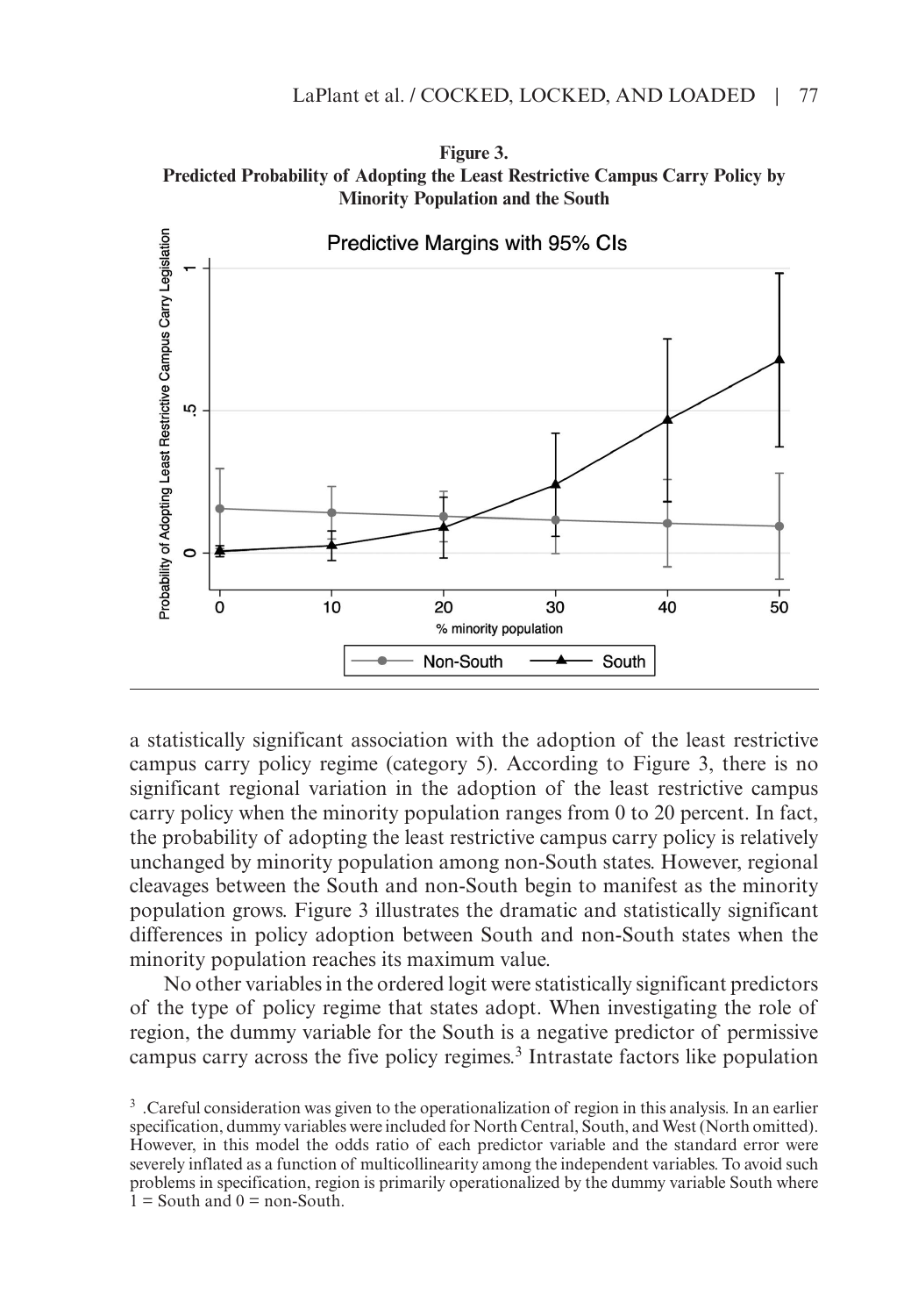**Figure 3.**
**Predicted Probability of Adopting the Least Restrictive Campus Carry Policy by Minority Population and the South**

a statistically significant association with the adoption of the least restrictive campus carry policy regime (category 5). According to Figure 3, there is no significant regional variation in the adoption of the least restrictive campus carry policy when the minority population ranges from 0 to 20 percent. In fact, the probability of adopting the least restrictive campus carry policy is relatively unchanged by minority population among non-South states. However, regional cleavages between the South and non-South begin to manifest as the minority population grows. Figure 3 illustrates the dramatic and statistically significant differences in policy adoption between South and non-South states when the minority population reaches its maximum value.

No other variables in the ordered logit were statistically significant predictors of the type of policy regime that states adopt. When investigating the role of region, the dummy variable for the South is a negative predictor of permissive campus carry across the five policy regimes.[3] Intrastate factors like population

[3] .Careful consideration was given to the operationalization of region in this analysis. In an earlier specification, dummy variables were included for North Central, South, and West (North omitted). However, in this model the odds ratio of each predictor variable and the standard error were severely inflated as a function of multicollinearity among the independent variables. To avoid such problems in specification, region is primarily operationalized by the dummy variable South where 1 = South and 0 = non-South.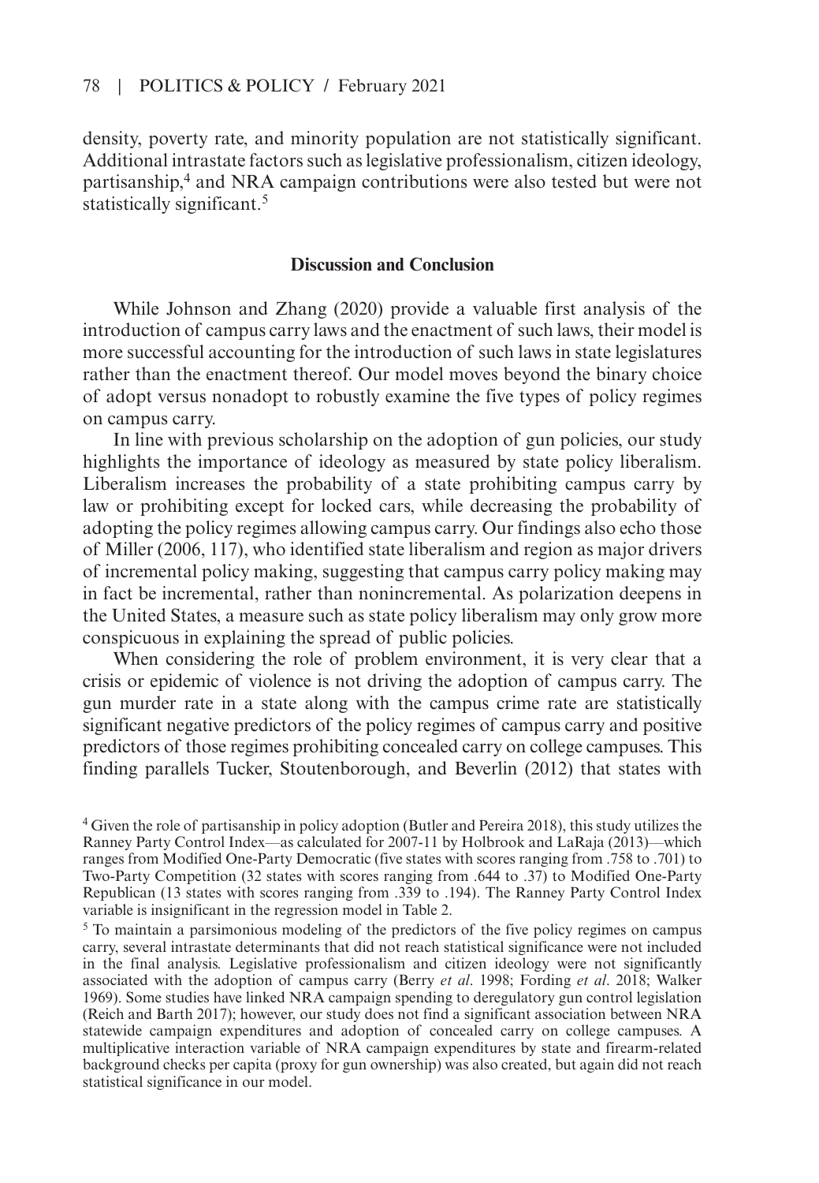density, poverty rate, and minority population are not statistically significant. Additional intrastate factors such as legislative professionalism, citizen ideology, partisanship,[4] and NRA campaign contributions were also tested but were not statistically significant.[5]

## Discussion and Conclusion

While Johnson and Zhang (2020) provide a valuable first analysis of the introduction of campus carry laws and the enactment of such laws, their model is more successful accounting for the introduction of such laws in state legislatures rather than the enactment thereof. Our model moves beyond the binary choice of adopt versus nonadopt to robustly examine the five types of policy regimes on campus carry.

In line with previous scholarship on the adoption of gun policies, our study highlights the importance of ideology as measured by state policy liberalism. Liberalism increases the probability of a state prohibiting campus carry by law or prohibiting except for locked cars, while decreasing the probability of adopting the policy regimes allowing campus carry. Our findings also echo those of Miller (2006, 117), who identified state liberalism and region as major drivers of incremental policy making, suggesting that campus carry policy making may in fact be incremental, rather than nonincremental. As polarization deepens in the United States, a measure such as state policy liberalism may only grow more conspicuous in explaining the spread of public policies.

When considering the role of problem environment, it is very clear that a crisis or epidemic of violence is not driving the adoption of campus carry. The gun murder rate in a state along with the campus crime rate are statistically significant negative predictors of the policy regimes of campus carry and positive predictors of those regimes prohibiting concealed carry on college campuses. This finding parallels Tucker, Stoutenborough, and Beverlin (2012) that states with

---

[4] Given the role of partisanship in policy adoption (Butler and Pereira 2018), this study utilizes the Ranney Party Control Index—as calculated for 2007-11 by Holbrook and LaRaja (2013)—which ranges from Modified One-Party Democratic (five states with scores ranging from .758 to .701) to Two-Party Competition (32 states with scores ranging from .644 to .37) to Modified One-Party Republican (13 states with scores ranging from .339 to .194). The Ranney Party Control Index variable is insignificant in the regression model in Table 2.

[5] To maintain a parsimonious modeling of the predictors of the five policy regimes on campus carry, several intrastate determinants that did not reach statistical significance were not included in the final analysis. Legislative professionalism and citizen ideology were not significantly associated with the adoption of campus carry (Berry *et al*. 1998; Fording *et al*. 2018; Walker 1969). Some studies have linked NRA campaign spending to deregulatory gun control legislation (Reich and Barth 2017); however, our study does not find a significant association between NRA statewide campaign expenditures and adoption of concealed carry on college campuses. A multiplicative interaction variable of NRA campaign expenditures by state and firearm-related background checks per capita (proxy for gun ownership) was also created, but again did not reach statistical significance in our model.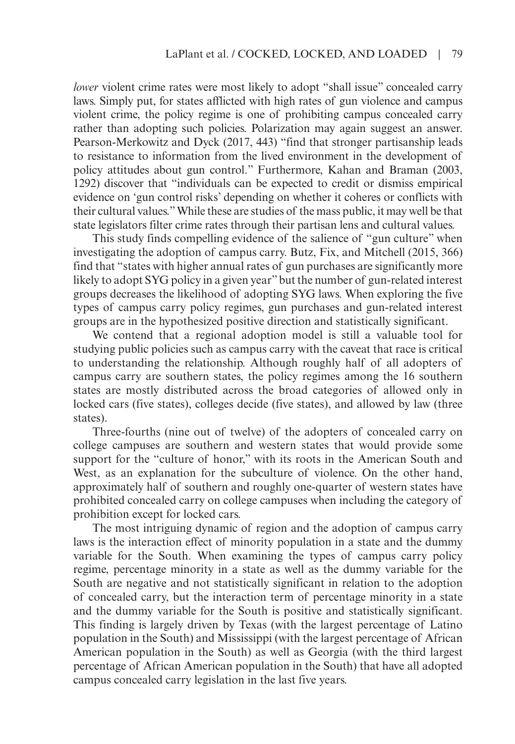*lower* violent crime rates were most likely to adopt "shall issue" concealed carry laws. Simply put, for states afflicted with high rates of gun violence and campus violent crime, the policy regime is one of prohibiting campus concealed carry rather than adopting such policies. Polarization may again suggest an answer. Pearson-Merkowitz and Dyck (2017, 443) "find that stronger partisanship leads to resistance to information from the lived environment in the development of policy attitudes about gun control." Furthermore, Kahan and Braman (2003, 1292) discover that "individuals can be expected to credit or dismiss empirical evidence on 'gun control risks' depending on whether it coheres or conflicts with their cultural values." While these are studies of the mass public, it may well be that state legislators filter crime rates through their partisan lens and cultural values.

This study finds compelling evidence of the salience of "gun culture" when investigating the adoption of campus carry. Butz, Fix, and Mitchell (2015, 366) find that "states with higher annual rates of gun purchases are significantly more likely to adopt SYG policy in a given year" but the number of gun-related interest groups decreases the likelihood of adopting SYG laws. When exploring the five types of campus carry policy regimes, gun purchases and gun-related interest groups are in the hypothesized positive direction and statistically significant.

We contend that a regional adoption model is still a valuable tool for studying public policies such as campus carry with the caveat that race is critical to understanding the relationship. Although roughly half of all adopters of campus carry are southern states, the policy regimes among the 16 southern states are mostly distributed across the broad categories of allowed only in locked cars (five states), colleges decide (five states), and allowed by law (three states).

Three-fourths (nine out of twelve) of the adopters of concealed carry on college campuses are southern and western states that would provide some support for the "culture of honor," with its roots in the American South and West, as an explanation for the subculture of violence. On the other hand, approximately half of southern and roughly one-quarter of western states have prohibited concealed carry on college campuses when including the category of prohibition except for locked cars.

The most intriguing dynamic of region and the adoption of campus carry laws is the interaction effect of minority population in a state and the dummy variable for the South. When examining the types of campus carry policy regime, percentage minority in a state as well as the dummy variable for the South are negative and not statistically significant in relation to the adoption of concealed carry, but the interaction term of percentage minority in a state and the dummy variable for the South is positive and statistically significant. This finding is largely driven by Texas (with the largest percentage of Latino population in the South) and Mississippi (with the largest percentage of African American population in the South) as well as Georgia (with the third largest percentage of African American population in the South) that have all adopted campus concealed carry legislation in the last five years.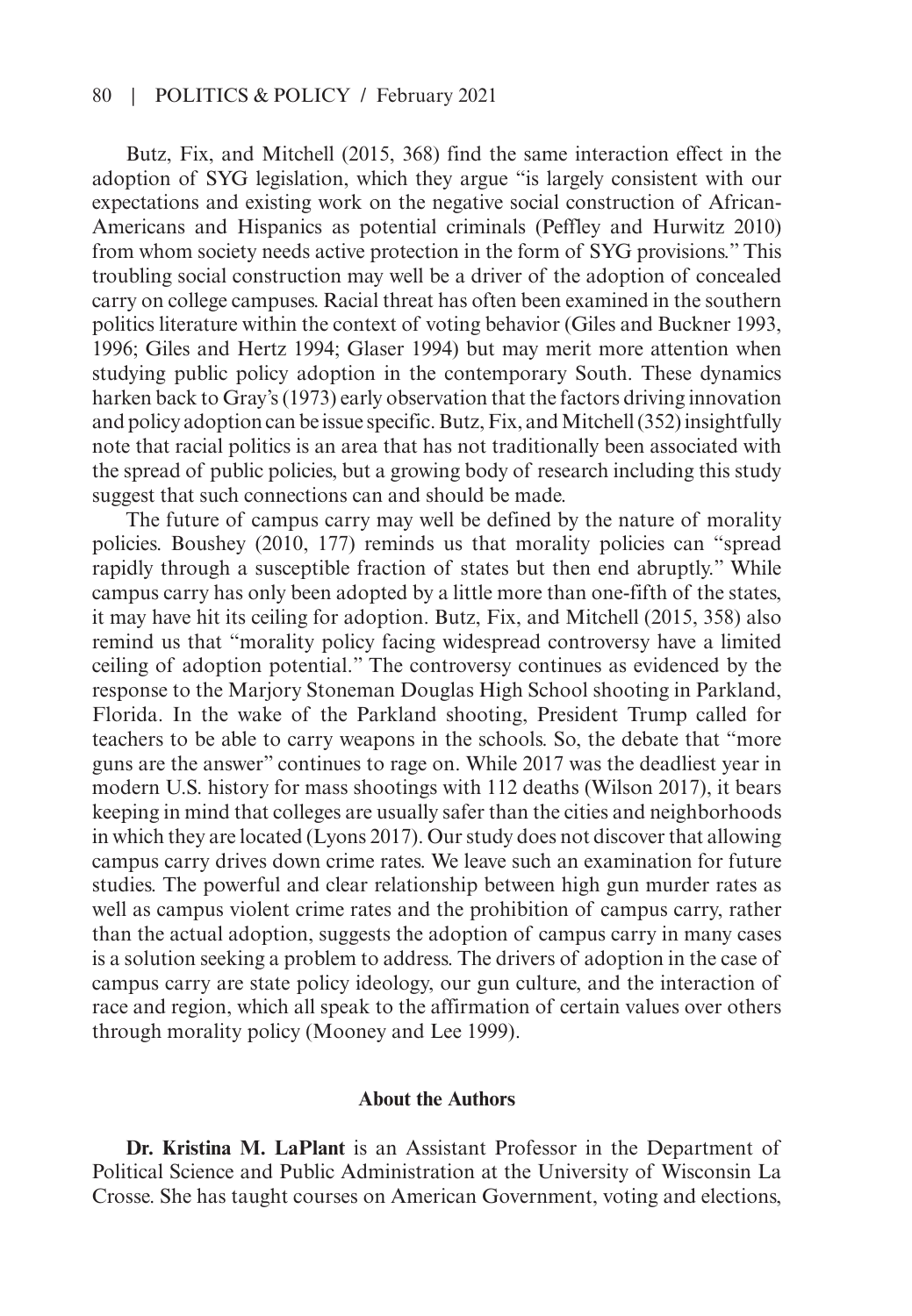Butz, Fix, and Mitchell (2015, 368) find the same interaction effect in the adoption of SYG legislation, which they argue "is largely consistent with our expectations and existing work on the negative social construction of African-Americans and Hispanics as potential criminals (Peffley and Hurwitz 2010) from whom society needs active protection in the form of SYG provisions." This troubling social construction may well be a driver of the adoption of concealed carry on college campuses. Racial threat has often been examined in the southern politics literature within the context of voting behavior (Giles and Buckner 1993, 1996; Giles and Hertz 1994; Glaser 1994) but may merit more attention when studying public policy adoption in the contemporary South. These dynamics harken back to Gray's (1973) early observation that the factors driving innovation and policy adoption can be issue specific. Butz, Fix, and Mitchell (352) insightfully note that racial politics is an area that has not traditionally been associated with the spread of public policies, but a growing body of research including this study suggest that such connections can and should be made.

The future of campus carry may well be defined by the nature of morality policies. Boushey (2010, 177) reminds us that morality policies can "spread rapidly through a susceptible fraction of states but then end abruptly." While campus carry has only been adopted by a little more than one-fifth of the states, it may have hit its ceiling for adoption. Butz, Fix, and Mitchell (2015, 358) also remind us that "morality policy facing widespread controversy have a limited ceiling of adoption potential." The controversy continues as evidenced by the response to the Marjory Stoneman Douglas High School shooting in Parkland, Florida. In the wake of the Parkland shooting, President Trump called for teachers to be able to carry weapons in the schools. So, the debate that "more guns are the answer" continues to rage on. While 2017 was the deadliest year in modern U.S. history for mass shootings with 112 deaths (Wilson 2017), it bears keeping in mind that colleges are usually safer than the cities and neighborhoods in which they are located (Lyons 2017). Our study does not discover that allowing campus carry drives down crime rates. We leave such an examination for future studies. The powerful and clear relationship between high gun murder rates as well as campus violent crime rates and the prohibition of campus carry, rather than the actual adoption, suggests the adoption of campus carry in many cases is a solution seeking a problem to address. The drivers of adoption in the case of campus carry are state policy ideology, our gun culture, and the interaction of race and region, which all speak to the affirmation of certain values over others through morality policy (Mooney and Lee 1999).

## About the Authors

**Dr. Kristina M. LaPlant** is an Assistant Professor in the Department of Political Science and Public Administration at the University of Wisconsin La Crosse. She has taught courses on American Government, voting and elections,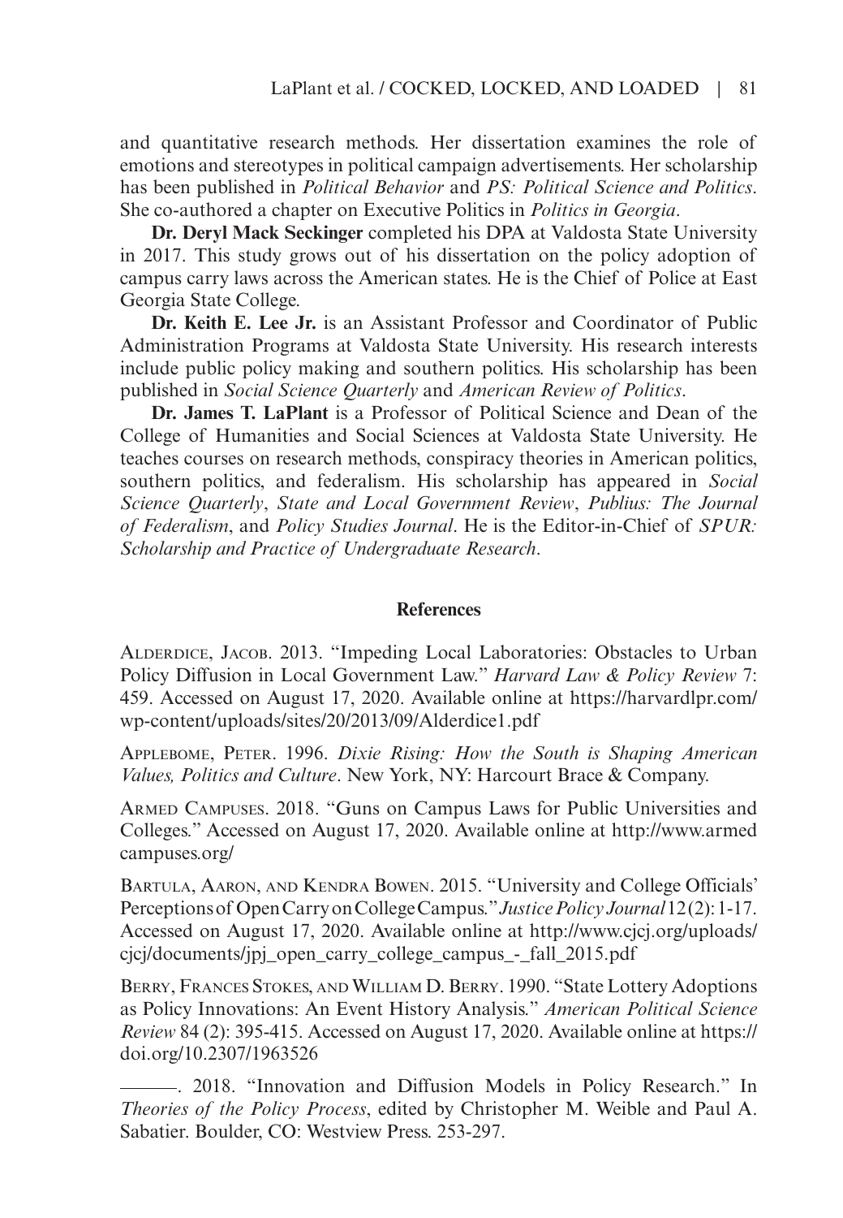and quantitative research methods. Her dissertation examines the role of emotions and stereotypes in political campaign advertisements. Her scholarship has been published in *Political Behavior* and *PS: Political Science and Politics*. She co-authored a chapter on Executive Politics in *Politics in Georgia*.

**Dr. Deryl Mack Seckinger** completed his DPA at Valdosta State University in 2017. This study grows out of his dissertation on the policy adoption of campus carry laws across the American states. He is the Chief of Police at East Georgia State College.

**Dr. Keith E. Lee Jr.** is an Assistant Professor and Coordinator of Public Administration Programs at Valdosta State University. His research interests include public policy making and southern politics. His scholarship has been published in *Social Science Quarterly* and *American Review of Politics*.

**Dr. James T. LaPlant** is a Professor of Political Science and Dean of the College of Humanities and Social Sciences at Valdosta State University. He teaches courses on research methods, conspiracy theories in American politics, southern politics, and federalism. His scholarship has appeared in *Social Science Quarterly*, *State and Local Government Review*, *Publius: The Journal of Federalism*, and *Policy Studies Journal*. He is the Editor-in-Chief of *SPUR: Scholarship and Practice of Undergraduate Research*.

## References

Alderdice, Jacob. 2013. "Impeding Local Laboratories: Obstacles to Urban Policy Diffusion in Local Government Law." *Harvard Law & Policy Review* 7: 459. Accessed on August 17, 2020. Available online at https://harvardlpr.com/wp-content/uploads/sites/20/2013/09/Alderdice1.pdf

Applebome, Peter. 1996. *Dixie Rising: How the South is Shaping American Values, Politics and Culture*. New York, NY: Harcourt Brace & Company.

Armed Campuses. 2018. "Guns on Campus Laws for Public Universities and Colleges." Accessed on August 17, 2020. Available online at http://www.armedcampuses.org/

Bartula, Aaron, and Kendra Bowen. 2015. "University and College Officials' Perceptions of Open Carry on College Campus." *Justice Policy Journal* 12 (2): 1-17. Accessed on August 17, 2020. Available online at http://www.cjcj.org/uploads/cjcj/documents/jpj_open_carry_college_campus_-_fall_2015.pdf

Berry, Frances Stokes, and William D. Berry. 1990. "State Lottery Adoptions as Policy Innovations: An Event History Analysis." *American Political Science Review* 84 (2): 395-415. Accessed on August 17, 2020. Available online at https://doi.org/10.2307/1963526

———. 2018. "Innovation and Diffusion Models in Policy Research." In *Theories of the Policy Process*, edited by Christopher M. Weible and Paul A. Sabatier. Boulder, CO: Westview Press. 253-297.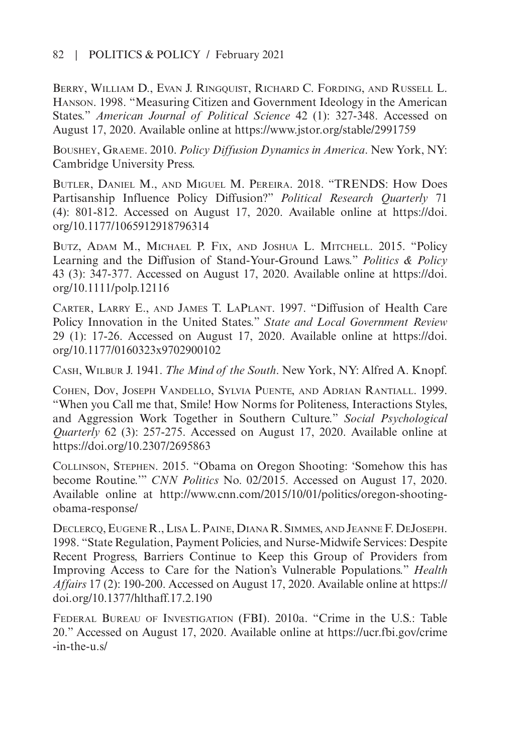Berry, William D., Evan J. Ringquist, Richard C. Fording, and Russell L. Hanson. 1998. "Measuring Citizen and Government Ideology in the American States." *American Journal of Political Science* 42 (1): 327-348. Accessed on August 17, 2020. Available online at https://www.jstor.org/stable/2991759

Boushey, Graeme. 2010. *Policy Diffusion Dynamics in America*. New York, NY: Cambridge University Press.

Butler, Daniel M., and Miguel M. Pereira. 2018. "TRENDS: How Does Partisanship Influence Policy Diffusion?" *Political Research Quarterly* 71 (4): 801-812. Accessed on August 17, 2020. Available online at https://doi.org/10.1177/1065912918796314

Butz, Adam M., Michael P. Fix, and Joshua L. Mitchell. 2015. "Policy Learning and the Diffusion of Stand-Your-Ground Laws." *Politics & Policy* 43 (3): 347-377. Accessed on August 17, 2020. Available online at https://doi.org/10.1111/polp.12116

Carter, Larry E., and James T. LaPlant. 1997. "Diffusion of Health Care Policy Innovation in the United States." *State and Local Government Review* 29 (1): 17-26. Accessed on August 17, 2020. Available online at https://doi.org/10.1177/0160323x9702900102

Cash, Wilbur J. 1941. *The Mind of the South*. New York, NY: Alfred A. Knopf.

Cohen, Dov, Joseph Vandello, Sylvia Puente, and Adrian Rantiall. 1999. "When you Call me that, Smile! How Norms for Politeness, Interactions Styles, and Aggression Work Together in Southern Culture." *Social Psychological Quarterly* 62 (3): 257-275. Accessed on August 17, 2020. Available online at https://doi.org/10.2307/2695863

Collinson, Stephen. 2015. "Obama on Oregon Shooting: 'Somehow this has become Routine.'" *CNN Politics* No. 02/2015. Accessed on August 17, 2020. Available online at http://www.cnn.com/2015/10/01/politics/oregon-shooting-obama-response/

Declercq, Eugene R., Lisa L. Paine, Diana R. Simmes, and Jeanne F. DeJoseph. 1998. "State Regulation, Payment Policies, and Nurse-Midwife Services: Despite Recent Progress, Barriers Continue to Keep this Group of Providers from Improving Access to Care for the Nation's Vulnerable Populations." *Health Affairs* 17 (2): 190-200. Accessed on August 17, 2020. Available online at https://doi.org/10.1377/hlthaff.17.2.190

Federal Bureau of Investigation (FBI). 2010a. "Crime in the U.S.: Table 20." Accessed on August 17, 2020. Available online at https://ucr.fbi.gov/crime-in-the-u.s/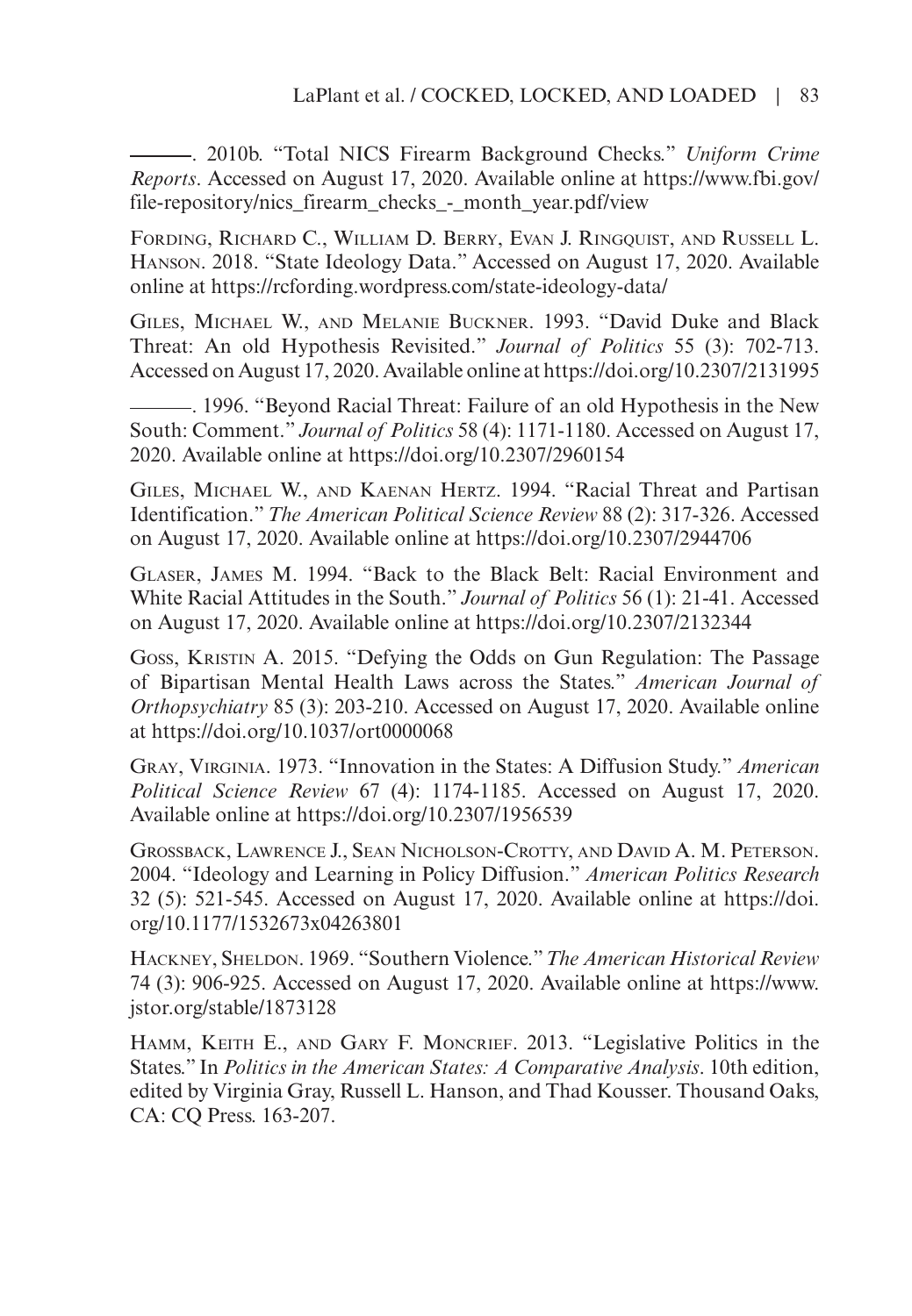———. 2010b. "Total NICS Firearm Background Checks." *Uniform Crime Reports*. Accessed on August 17, 2020. Available online at https://www.fbi.gov/file-repository/nics_firearm_checks_-_month_year.pdf/view

Fording, Richard C., William D. Berry, Evan J. Ringquist, and Russell L. Hanson. 2018. "State Ideology Data." Accessed on August 17, 2020. Available online at https://rcfording.wordpress.com/state-ideology-data/

Giles, Michael W., and Melanie Buckner. 1993. "David Duke and Black Threat: An old Hypothesis Revisited." *Journal of Politics* 55 (3): 702-713. Accessed on August 17, 2020. Available online at https://doi.org/10.2307/2131995

———. 1996. "Beyond Racial Threat: Failure of an old Hypothesis in the New South: Comment." *Journal of Politics* 58 (4): 1171-1180. Accessed on August 17, 2020. Available online at https://doi.org/10.2307/2960154

Giles, Michael W., and Kaenan Hertz. 1994. "Racial Threat and Partisan Identification." *The American Political Science Review* 88 (2): 317-326. Accessed on August 17, 2020. Available online at https://doi.org/10.2307/2944706

Glaser, James M. 1994. "Back to the Black Belt: Racial Environment and White Racial Attitudes in the South." *Journal of Politics* 56 (1): 21-41. Accessed on August 17, 2020. Available online at https://doi.org/10.2307/2132344

Goss, Kristin A. 2015. "Defying the Odds on Gun Regulation: The Passage of Bipartisan Mental Health Laws across the States." *American Journal of Orthopsychiatry* 85 (3): 203-210. Accessed on August 17, 2020. Available online at https://doi.org/10.1037/ort0000068

Gray, Virginia. 1973. "Innovation in the States: A Diffusion Study." *American Political Science Review* 67 (4): 1174-1185. Accessed on August 17, 2020. Available online at https://doi.org/10.2307/1956539

Grossback, Lawrence J., Sean Nicholson-Crotty, and David A. M. Peterson. 2004. "Ideology and Learning in Policy Diffusion." *American Politics Research* 32 (5): 521-545. Accessed on August 17, 2020. Available online at https://doi.org/10.1177/1532673x04263801

Hackney, Sheldon. 1969. "Southern Violence." *The American Historical Review* 74 (3): 906-925. Accessed on August 17, 2020. Available online at https://www.jstor.org/stable/1873128

Hamm, Keith E., and Gary F. Moncrief. 2013. "Legislative Politics in the States." In *Politics in the American States: A Comparative Analysis*. 10th edition, edited by Virginia Gray, Russell L. Hanson, and Thad Kousser. Thousand Oaks, CA: CQ Press. 163-207.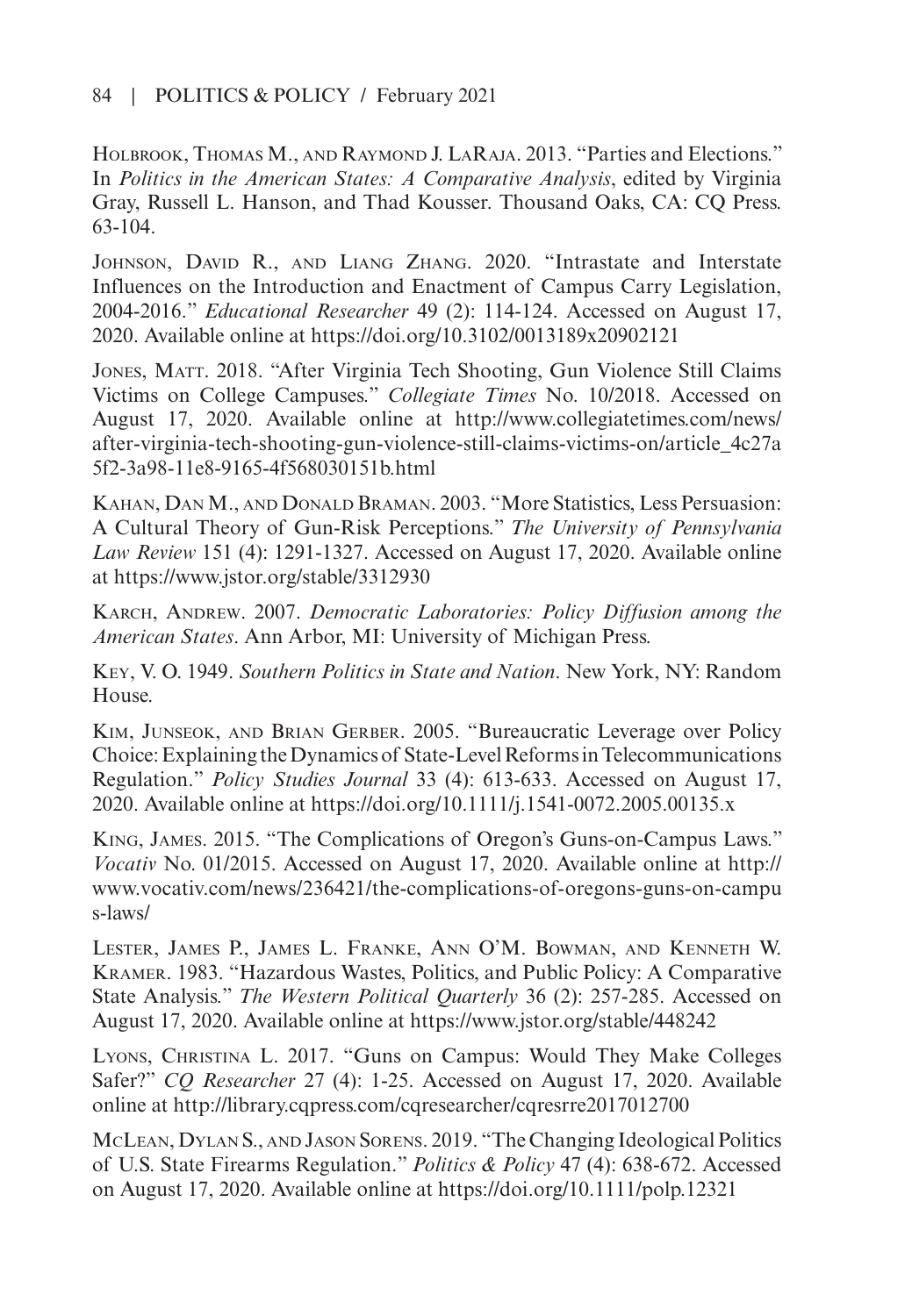Holbrook, Thomas M., and Raymond J. LaRaja. 2013. "Parties and Elections." In *Politics in the American States: A Comparative Analysis*, edited by Virginia Gray, Russell L. Hanson, and Thad Kousser. Thousand Oaks, CA: CQ Press. 63-104.

Johnson, David R., and Liang Zhang. 2020. "Intrastate and Interstate Influences on the Introduction and Enactment of Campus Carry Legislation, 2004-2016." *Educational Researcher* 49 (2): 114-124. Accessed on August 17, 2020. Available online at https://doi.org/10.3102/0013189x20902121

Jones, Matt. 2018. "After Virginia Tech Shooting, Gun Violence Still Claims Victims on College Campuses." *Collegiate Times* No. 10/2018. Accessed on August 17, 2020. Available online at http://www.collegiatetimes.com/news/after-virginia-tech-shooting-gun-violence-still-claims-victims-on/article_4c27a5f2-3a98-11e8-9165-4f568030151b.html

Kahan, Dan M., and Donald Braman. 2003. "More Statistics, Less Persuasion: A Cultural Theory of Gun-Risk Perceptions." *The University of Pennsylvania Law Review* 151 (4): 1291-1327. Accessed on August 17, 2020. Available online at https://www.jstor.org/stable/3312930

Karch, Andrew. 2007. *Democratic Laboratories: Policy Diffusion among the American States*. Ann Arbor, MI: University of Michigan Press.

Key, V. O. 1949. *Southern Politics in State and Nation*. New York, NY: Random House.

Kim, Junseok, and Brian Gerber. 2005. "Bureaucratic Leverage over Policy Choice: Explaining the Dynamics of State-Level Reforms in Telecommunications Regulation." *Policy Studies Journal* 33 (4): 613-633. Accessed on August 17, 2020. Available online at https://doi.org/10.1111/j.1541-0072.2005.00135.x

King, James. 2015. "The Complications of Oregon's Guns-on-Campus Laws." *Vocativ* No. 01/2015. Accessed on August 17, 2020. Available online at http://www.vocativ.com/news/236421/the-complications-of-oregons-guns-on-campus-laws/

Lester, James P., James L. Franke, Ann O'M. Bowman, and Kenneth W. Kramer. 1983. "Hazardous Wastes, Politics, and Public Policy: A Comparative State Analysis." *The Western Political Quarterly* 36 (2): 257-285. Accessed on August 17, 2020. Available online at https://www.jstor.org/stable/448242

Lyons, Christina L. 2017. "Guns on Campus: Would They Make Colleges Safer?" *CQ Researcher* 27 (4): 1-25. Accessed on August 17, 2020. Available online at http://library.cqpress.com/cqresearcher/cqresrre2017012700

McLean, Dylan S., and Jason Sorens. 2019. "The Changing Ideological Politics of U.S. State Firearms Regulation." *Politics & Policy* 47 (4): 638-672. Accessed on August 17, 2020. Available online at https://doi.org/10.1111/polp.12321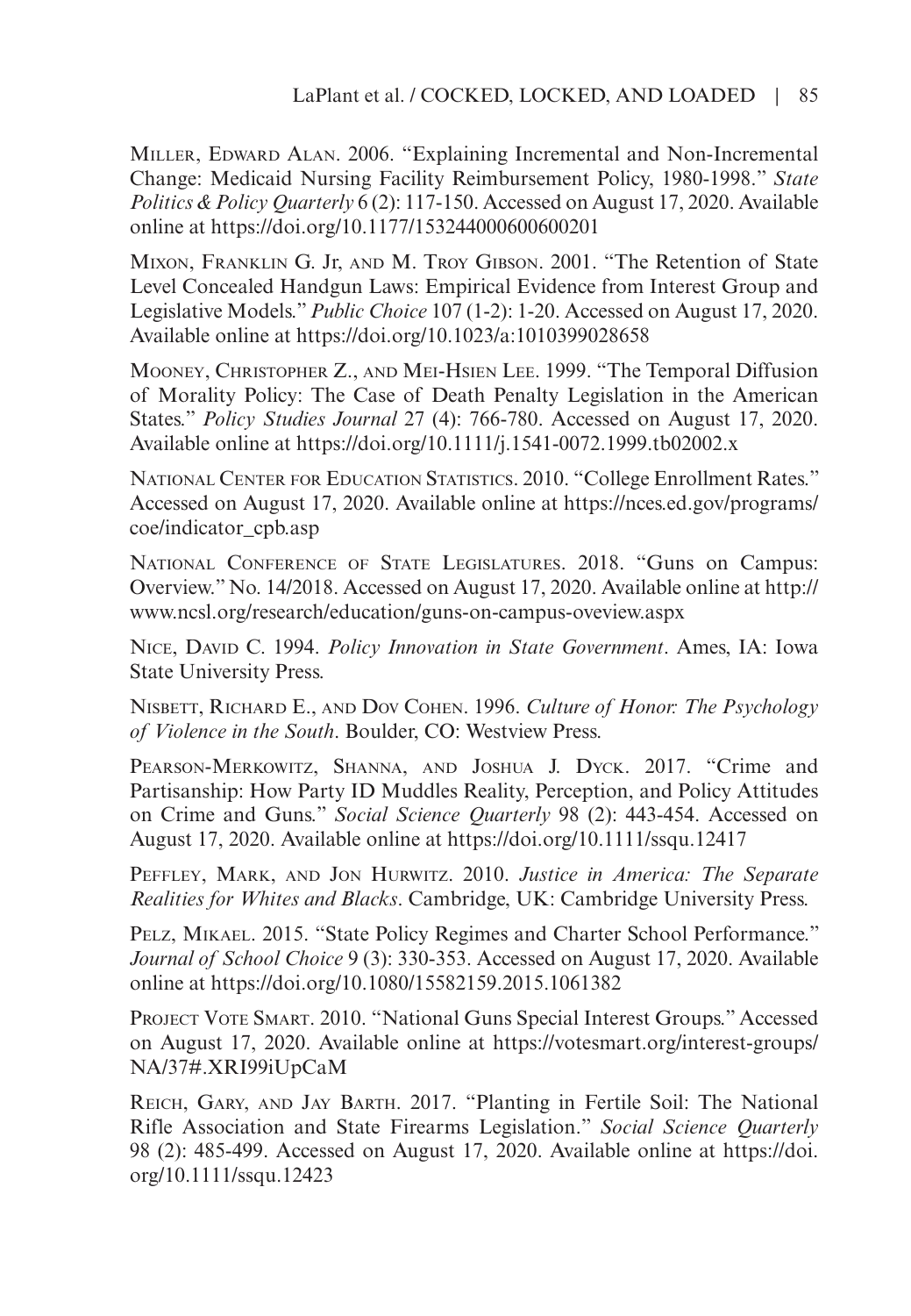Miller, Edward Alan. 2006. "Explaining Incremental and Non-Incremental Change: Medicaid Nursing Facility Reimbursement Policy, 1980-1998." *State Politics & Policy Quarterly* 6 (2): 117-150. Accessed on August 17, 2020. Available online at https://doi.org/10.1177/153244000600600201

Mixon, Franklin G. Jr, and M. Troy Gibson. 2001. "The Retention of State Level Concealed Handgun Laws: Empirical Evidence from Interest Group and Legislative Models." *Public Choice* 107 (1-2): 1-20. Accessed on August 17, 2020. Available online at https://doi.org/10.1023/a:1010399028658

Mooney, Christopher Z., and Mei-Hsien Lee. 1999. "The Temporal Diffusion of Morality Policy: The Case of Death Penalty Legislation in the American States." *Policy Studies Journal* 27 (4): 766-780. Accessed on August 17, 2020. Available online at https://doi.org/10.1111/j.1541-0072.1999.tb02002.x

National Center for Education Statistics. 2010. "College Enrollment Rates." Accessed on August 17, 2020. Available online at https://nces.ed.gov/programs/coe/indicator_cpb.asp

National Conference of State Legislatures. 2018. "Guns on Campus: Overview." No. 14/2018. Accessed on August 17, 2020. Available online at http://www.ncsl.org/research/education/guns-on-campus-oveview.aspx

Nice, David C. 1994. *Policy Innovation in State Government*. Ames, IA: Iowa State University Press.

Nisbett, Richard E., and Dov Cohen. 1996. *Culture of Honor: The Psychology of Violence in the South*. Boulder, CO: Westview Press.

Pearson-Merkowitz, Shanna, and Joshua J. Dyck. 2017. "Crime and Partisanship: How Party ID Muddles Reality, Perception, and Policy Attitudes on Crime and Guns." *Social Science Quarterly* 98 (2): 443-454. Accessed on August 17, 2020. Available online at https://doi.org/10.1111/ssqu.12417

Peffley, Mark, and Jon Hurwitz. 2010. *Justice in America: The Separate Realities for Whites and Blacks*. Cambridge, UK: Cambridge University Press.

Pelz, Mikael. 2015. "State Policy Regimes and Charter School Performance." *Journal of School Choice* 9 (3): 330-353. Accessed on August 17, 2020. Available online at https://doi.org/10.1080/15582159.2015.1061382

Project Vote Smart. 2010. "National Guns Special Interest Groups." Accessed on August 17, 2020. Available online at https://votesmart.org/interest-groups/NA/37#.XRI99iUpCaM

Reich, Gary, and Jay Barth. 2017. "Planting in Fertile Soil: The National Rifle Association and State Firearms Legislation." *Social Science Quarterly* 98 (2): 485-499. Accessed on August 17, 2020. Available online at https://doi.org/10.1111/ssqu.12423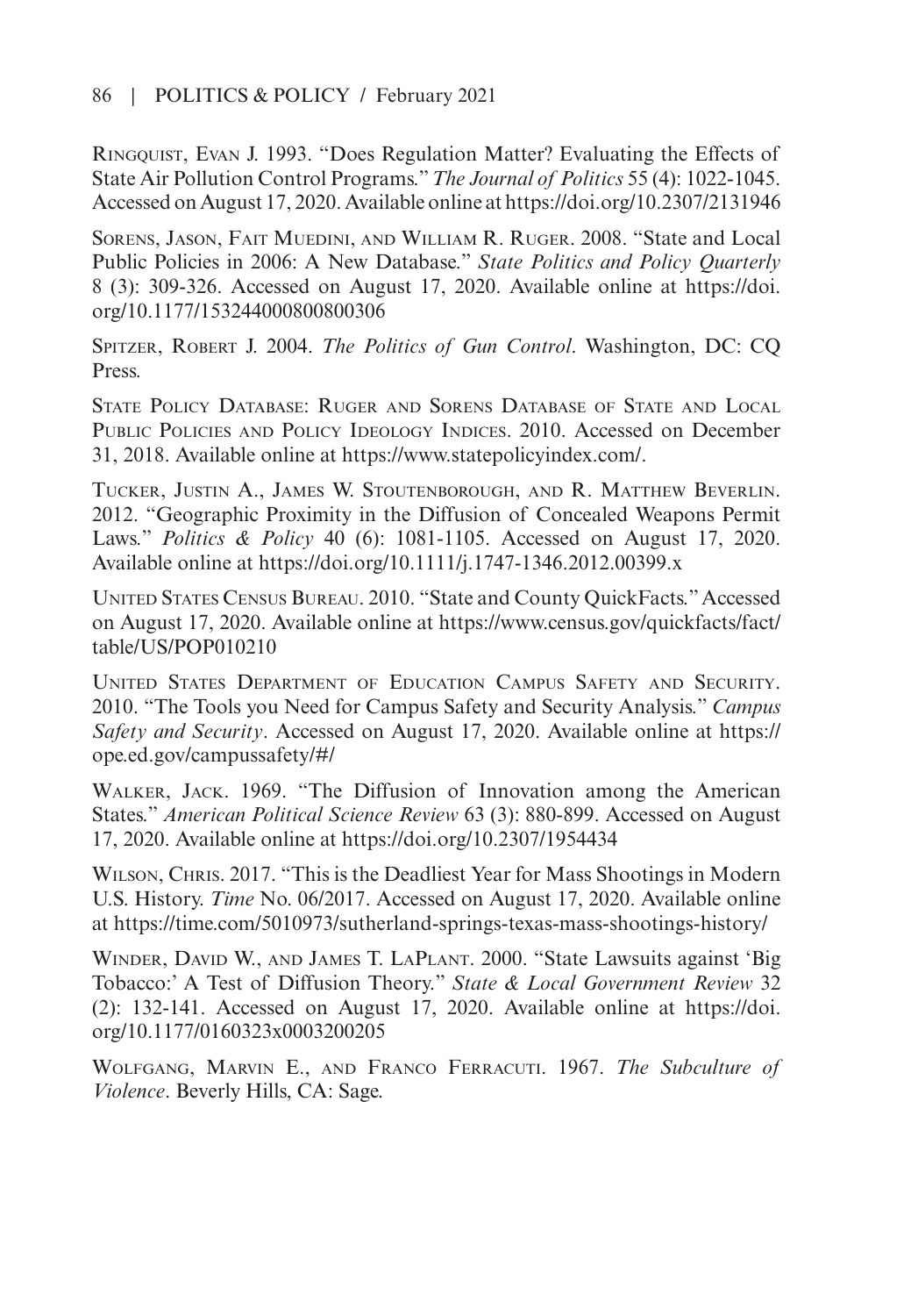Ringquist, Evan J. 1993. "Does Regulation Matter? Evaluating the Effects of State Air Pollution Control Programs." *The Journal of Politics* 55 (4): 1022-1045. Accessed on August 17, 2020. Available online at https://doi.org/10.2307/2131946

Sorens, Jason, Fait Muedini, and William R. Ruger. 2008. "State and Local Public Policies in 2006: A New Database." *State Politics and Policy Quarterly* 8 (3): 309-326. Accessed on August 17, 2020. Available online at https://doi.org/10.1177/153244000800800306

Spitzer, Robert J. 2004. *The Politics of Gun Control*. Washington, DC: CQ Press.

State Policy Database: Ruger and Sorens Database of State and Local Public Policies and Policy Ideology Indices. 2010. Accessed on December 31, 2018. Available online at https://www.statepolicyindex.com/.

Tucker, Justin A., James W. Stoutenborough, and R. Matthew Beverlin. 2012. "Geographic Proximity in the Diffusion of Concealed Weapons Permit Laws." *Politics & Policy* 40 (6): 1081-1105. Accessed on August 17, 2020. Available online at https://doi.org/10.1111/j.1747-1346.2012.00399.x

United States Census Bureau. 2010. "State and County QuickFacts." Accessed on August 17, 2020. Available online at https://www.census.gov/quickfacts/fact/table/US/POP010210

United States Department of Education Campus Safety and Security. 2010. "The Tools you Need for Campus Safety and Security Analysis." *Campus Safety and Security*. Accessed on August 17, 2020. Available online at https://ope.ed.gov/campussafety/#/

Walker, Jack. 1969. "The Diffusion of Innovation among the American States." *American Political Science Review* 63 (3): 880-899. Accessed on August 17, 2020. Available online at https://doi.org/10.2307/1954434

Wilson, Chris. 2017. "This is the Deadliest Year for Mass Shootings in Modern U.S. History. *Time* No. 06/2017. Accessed on August 17, 2020. Available online at https://time.com/5010973/sutherland-springs-texas-mass-shootings-history/

Winder, David W., and James T. LaPlant. 2000. "State Lawsuits against 'Big Tobacco:' A Test of Diffusion Theory." *State & Local Government Review* 32 (2): 132-141. Accessed on August 17, 2020. Available online at https://doi.org/10.1177/0160323x0003200205

Wolfgang, Marvin E., and Franco Ferracuti. 1967. *The Subculture of Violence*. Beverly Hills, CA: Sage.